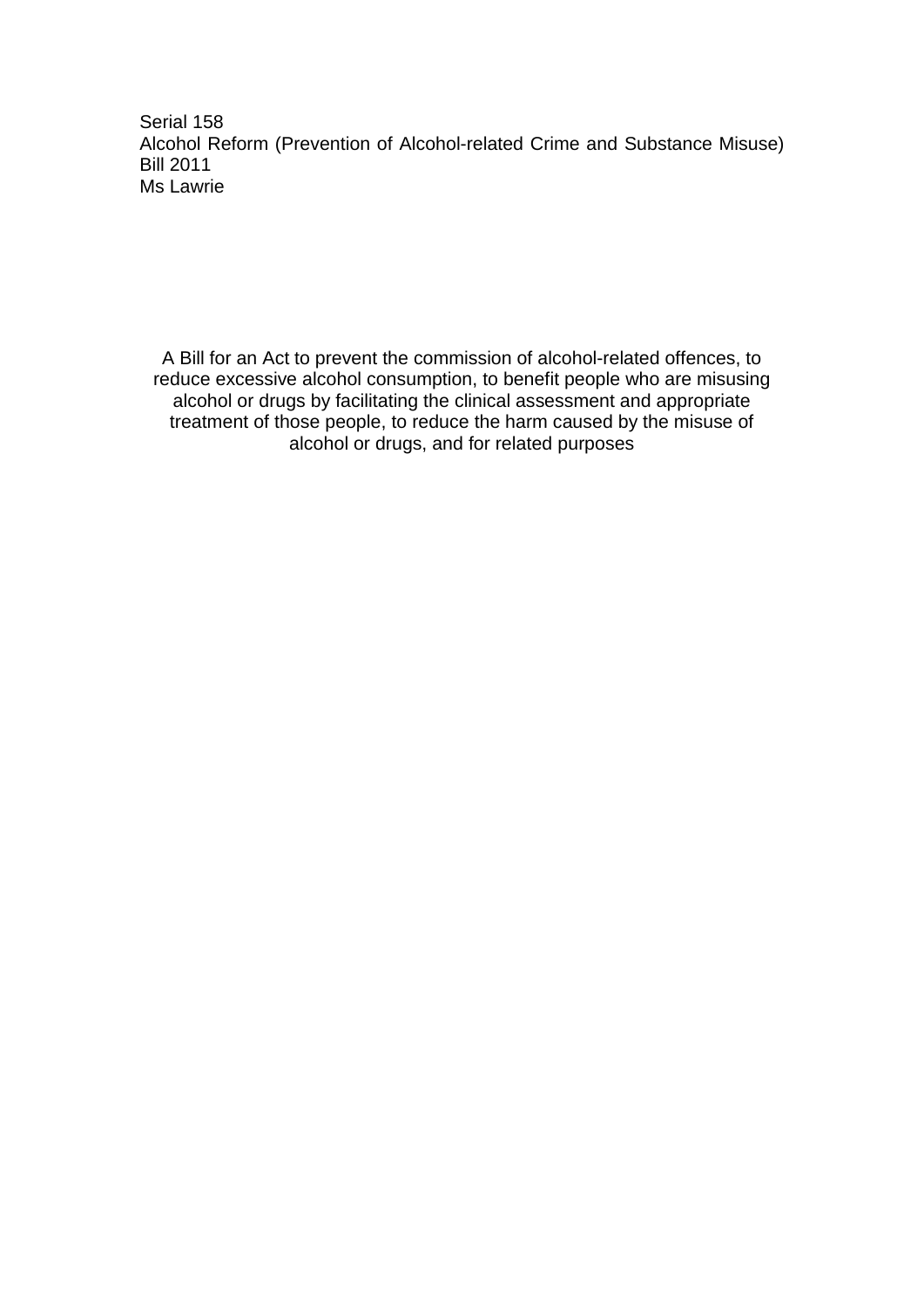Serial 158
Alcohol Reform (Prevention of Alcohol-related Crime and Substance Misuse) Bill 2011
Ms Lawrie

A Bill for an Act to prevent the commission of alcohol-related offences, to reduce excessive alcohol consumption, to benefit people who are misusing alcohol or drugs by facilitating the clinical assessment and appropriate treatment of those people, to reduce the harm caused by the misuse of alcohol or drugs, and for related purposes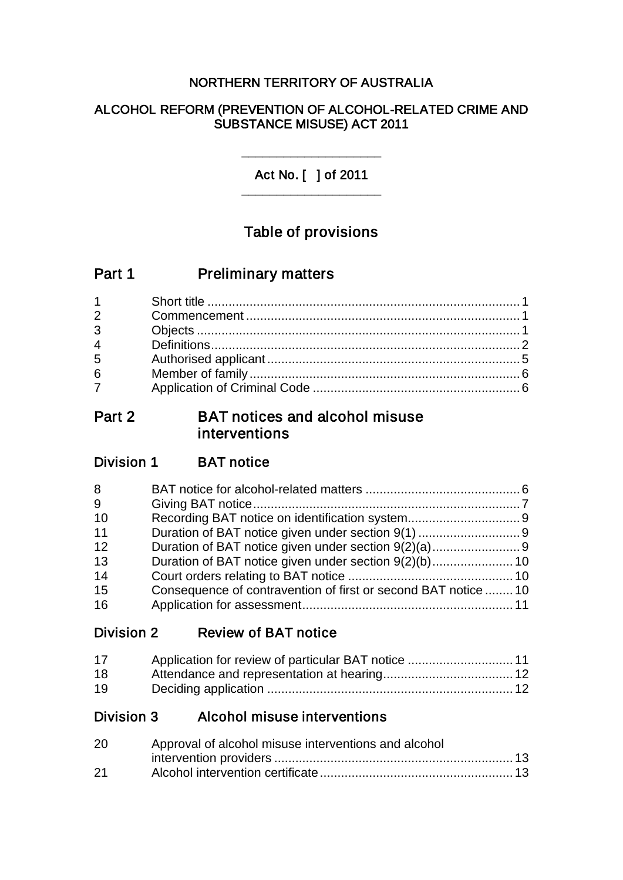NORTHERN TERRITORY OF AUSTRALIA

ALCOHOL REFORM (PREVENTION OF ALCOHOL-RELATED CRIME AND SUBSTANCE MISUSE) ACT 2011

---

Act No. [ ] of 2011

---

# Table of provisions

## Part 1 Preliminary matters

| | | |
|---|---|---|
| 1 | Short title | 1 |
| 2 | Commencement | 1 |
| 3 | Objects | 1 |
| 4 | Definitions | 2 |
| 5 | Authorised applicant | 5 |
| 6 | Member of family | 6 |
| 7 | Application of Criminal Code | 6 |

## Part 2 BAT notices and alcohol misuse interventions

### Division 1 BAT notice

| | | |
|---|---|---|
| 8 | BAT notice for alcohol-related matters | 6 |
| 9 | Giving BAT notice | 7 |
| 10 | Recording BAT notice on identification system | 9 |
| 11 | Duration of BAT notice given under section 9(1) | 9 |
| 12 | Duration of BAT notice given under section 9(2)(a) | 9 |
| 13 | Duration of BAT notice given under section 9(2)(b) | 10 |
| 14 | Court orders relating to BAT notice | 10 |
| 15 | Consequence of contravention of first or second BAT notice | 10 |
| 16 | Application for assessment | 11 |

### Division 2 Review of BAT notice

| | | |
|---|---|---|
| 17 | Application for review of particular BAT notice | 11 |
| 18 | Attendance and representation at hearing | 12 |
| 19 | Deciding application | 12 |

### Division 3 Alcohol misuse interventions

| | | |
|---|---|---|
| 20 | Approval of alcohol misuse interventions and alcohol intervention providers | 13 |
| 21 | Alcohol intervention certificate | 13 |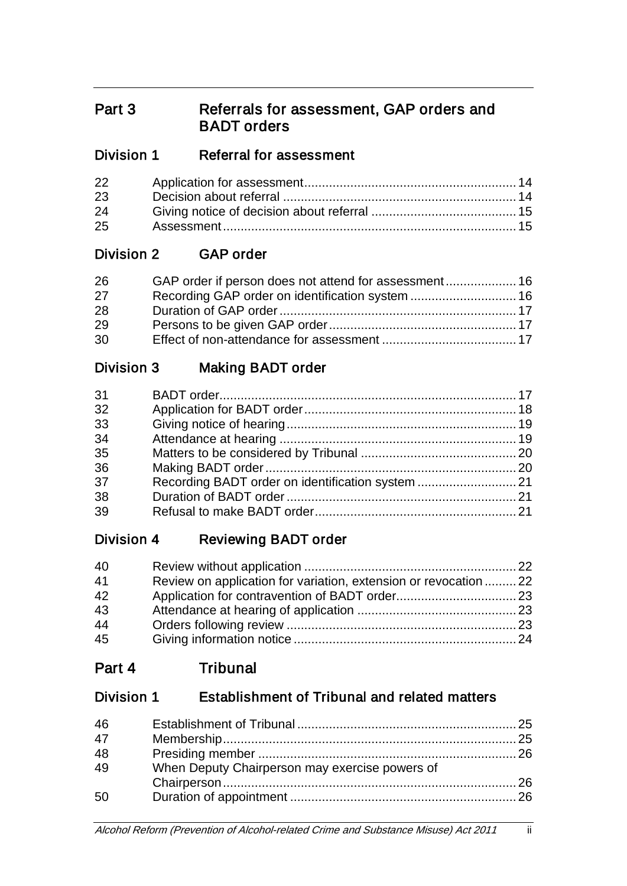## Part 3 Referrals for assessment, GAP orders and BADT orders

### Division 1 Referral for assessment

| | | |
|---|---|---|
| 22 | Application for assessment | 14 |
| 23 | Decision about referral | 14 |
| 24 | Giving notice of decision about referral | 15 |
| 25 | Assessment | 15 |

### Division 2 GAP order

| | | |
|---|---|---|
| 26 | GAP order if person does not attend for assessment | 16 |
| 27 | Recording GAP order on identification system | 16 |
| 28 | Duration of GAP order | 17 |
| 29 | Persons to be given GAP order | 17 |
| 30 | Effect of non-attendance for assessment | 17 |

### Division 3 Making BADT order

| | | |
|---|---|---|
| 31 | BADT order | 17 |
| 32 | Application for BADT order | 18 |
| 33 | Giving notice of hearing | 19 |
| 34 | Attendance at hearing | 19 |
| 35 | Matters to be considered by Tribunal | 20 |
| 36 | Making BADT order | 20 |
| 37 | Recording BADT order on identification system | 21 |
| 38 | Duration of BADT order | 21 |
| 39 | Refusal to make BADT order | 21 |

### Division 4 Reviewing BADT order

| | | |
|---|---|---|
| 40 | Review without application | 22 |
| 41 | Review on application for variation, extension or revocation | 22 |
| 42 | Application for contravention of BADT order | 23 |
| 43 | Attendance at hearing of application | 23 |
| 44 | Orders following review | 23 |
| 45 | Giving information notice | 24 |

## Part 4 Tribunal

### Division 1 Establishment of Tribunal and related matters

| | | |
|---|---|---|
| 46 | Establishment of Tribunal | 25 |
| 47 | Membership | 25 |
| 48 | Presiding member | 26 |
| 49 | When Deputy Chairperson may exercise powers of Chairperson | 26 |
| 50 | Duration of appointment | 26 |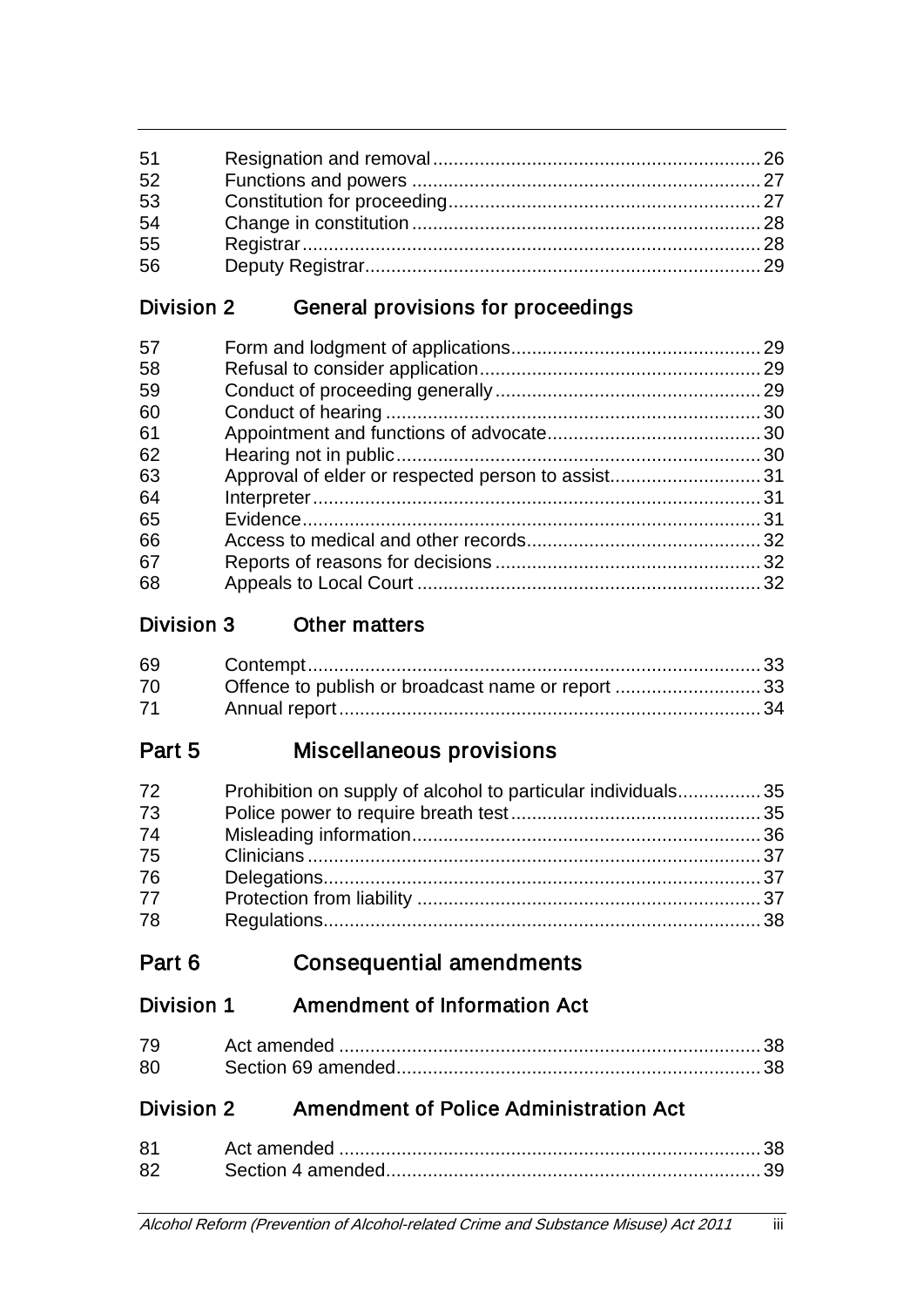| | | |
|---|---|---|
| 51 | Resignation and removal | 26 |
| 52 | Functions and powers | 27 |
| 53 | Constitution for proceeding | 27 |
| 54 | Change in constitution | 28 |
| 55 | Registrar | 28 |
| 56 | Deputy Registrar | 29 |

### Division 2 General provisions for proceedings

| | | |
|---|---|---|
| 57 | Form and lodgment of applications | 29 |
| 58 | Refusal to consider application | 29 |
| 59 | Conduct of proceeding generally | 29 |
| 60 | Conduct of hearing | 30 |
| 61 | Appointment and functions of advocate | 30 |
| 62 | Hearing not in public | 30 |
| 63 | Approval of elder or respected person to assist | 31 |
| 64 | Interpreter | 31 |
| 65 | Evidence | 31 |
| 66 | Access to medical and other records | 32 |
| 67 | Reports of reasons for decisions | 32 |
| 68 | Appeals to Local Court | 32 |

### Division 3 Other matters

| | | |
|---|---|---|
| 69 | Contempt | 33 |
| 70 | Offence to publish or broadcast name or report | 33 |
| 71 | Annual report | 34 |

## Part 5 Miscellaneous provisions

| | | |
|---|---|---|
| 72 | Prohibition on supply of alcohol to particular individuals | 35 |
| 73 | Police power to require breath test | 35 |
| 74 | Misleading information | 36 |
| 75 | Clinicians | 37 |
| 76 | Delegations | 37 |
| 77 | Protection from liability | 37 |
| 78 | Regulations | 38 |

## Part 6 Consequential amendments

### Division 1 Amendment of Information Act

| | | |
|---|---|---|
| 79 | Act amended | 38 |
| 80 | Section 69 amended | 38 |

### Division 2 Amendment of Police Administration Act

| | | |
|---|---|---|
| 81 | Act amended | 38 |
| 82 | Section 4 amended | 39 |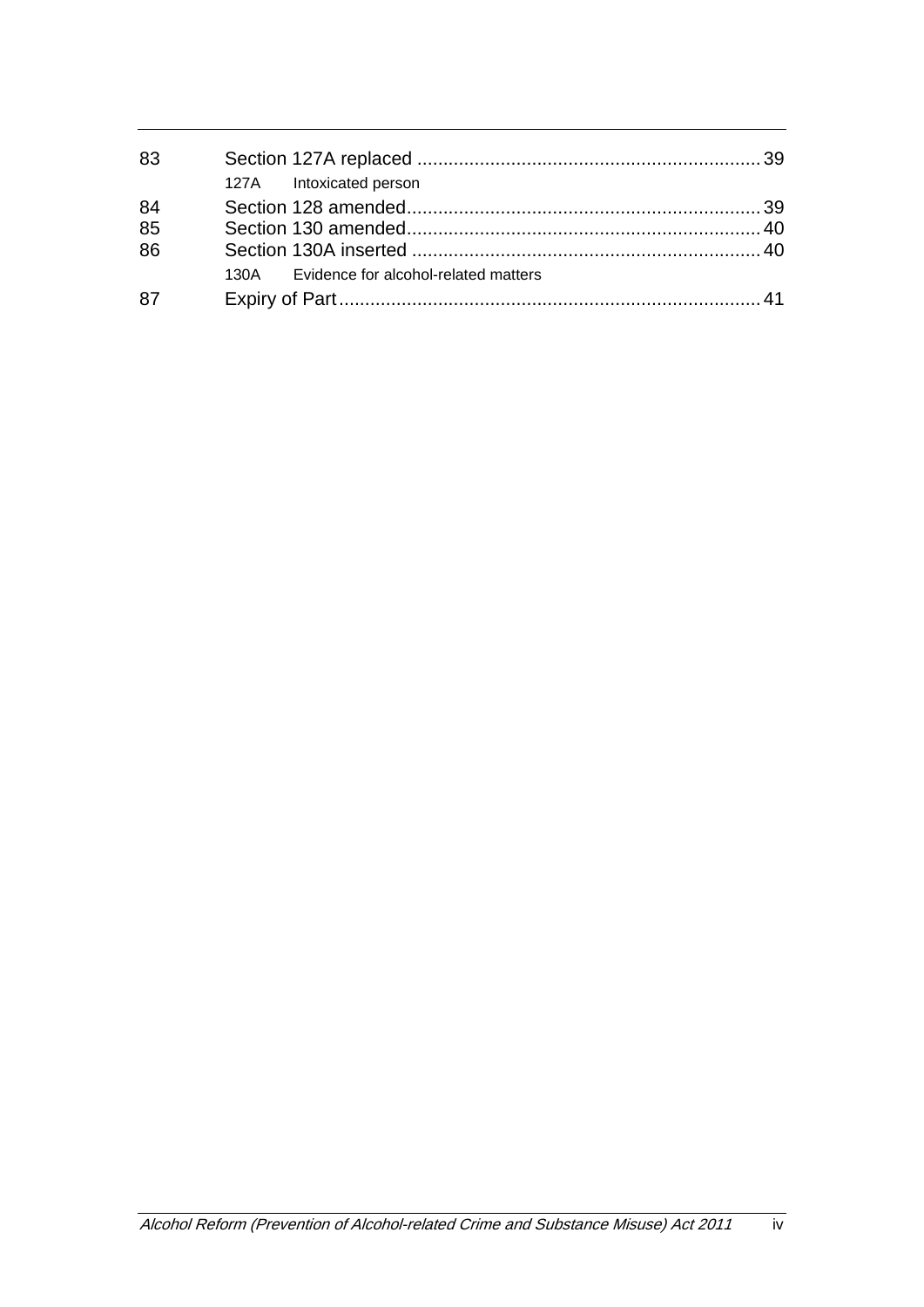| | | |
|---|---|---|
| 83 | Section 127A replaced | 39 |
| | 127A Intoxicated person | |
| 84 | Section 128 amended | 39 |
| 85 | Section 130 amended | 40 |
| 86 | Section 130A inserted | 40 |
| | 130A Evidence for alcohol-related matters | |
| 87 | Expiry of Part | 41 |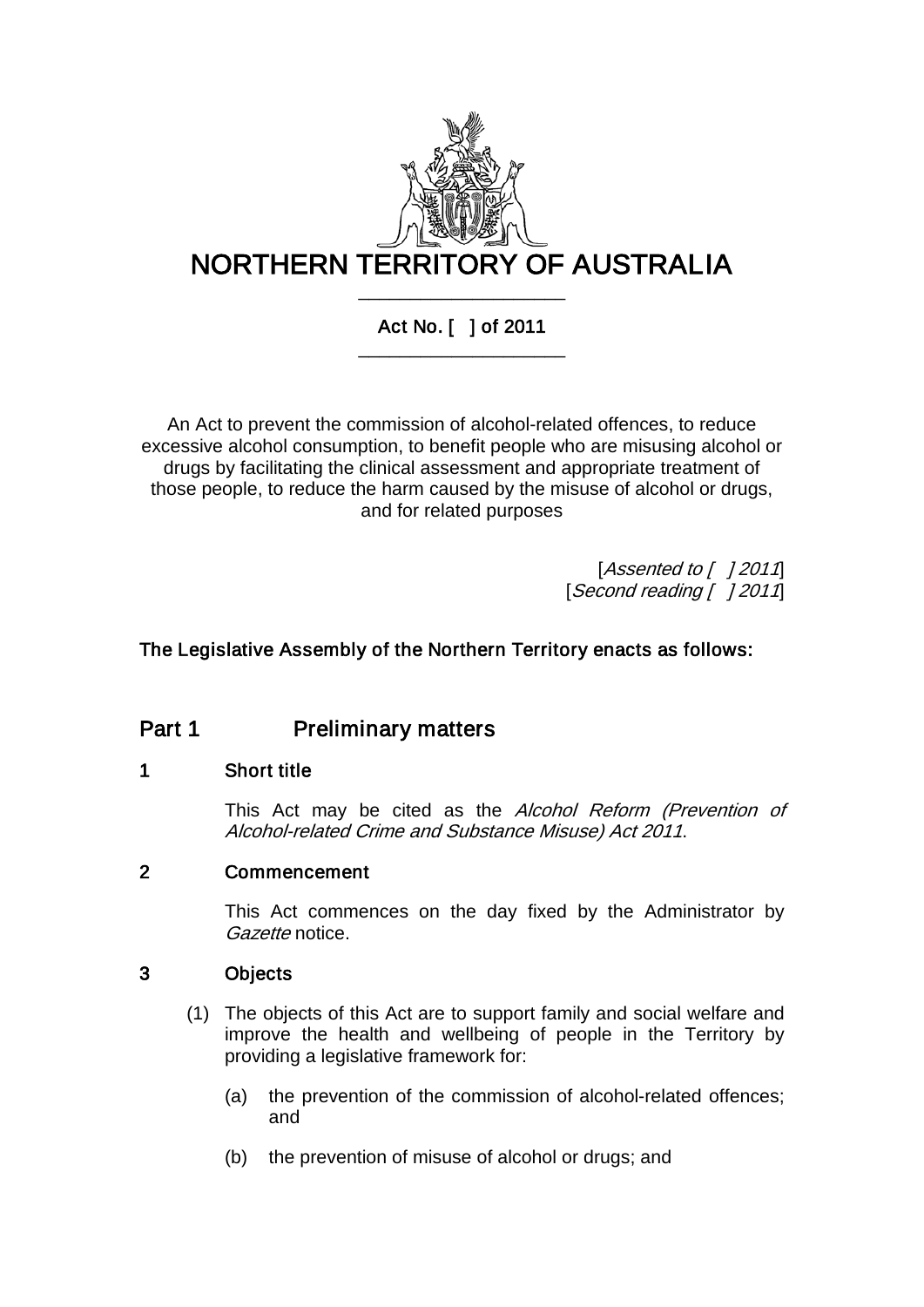# NORTHERN TERRITORY OF AUSTRALIA

Act No. [ ] of 2011

An Act to prevent the commission of alcohol-related offences, to reduce excessive alcohol consumption, to benefit people who are misusing alcohol or drugs by facilitating the clinical assessment and appropriate treatment of those people, to reduce the harm caused by the misuse of alcohol or drugs, and for related purposes

[*Assented to [ ] 2011*]
[*Second reading [ ] 2011*]

**The Legislative Assembly of the Northern Territory enacts as follows:**

## Part 1 Preliminary matters

### 1 Short title

This Act may be cited as the *Alcohol Reform (Prevention of Alcohol-related Crime and Substance Misuse) Act 2011*.

### 2 Commencement

This Act commences on the day fixed by the Administrator by *Gazette* notice.

### 3 Objects

(1) The objects of this Act are to support family and social welfare and improve the health and wellbeing of people in the Territory by providing a legislative framework for:

(a) the prevention of the commission of alcohol-related offences; and

(b) the prevention of misuse of alcohol or drugs; and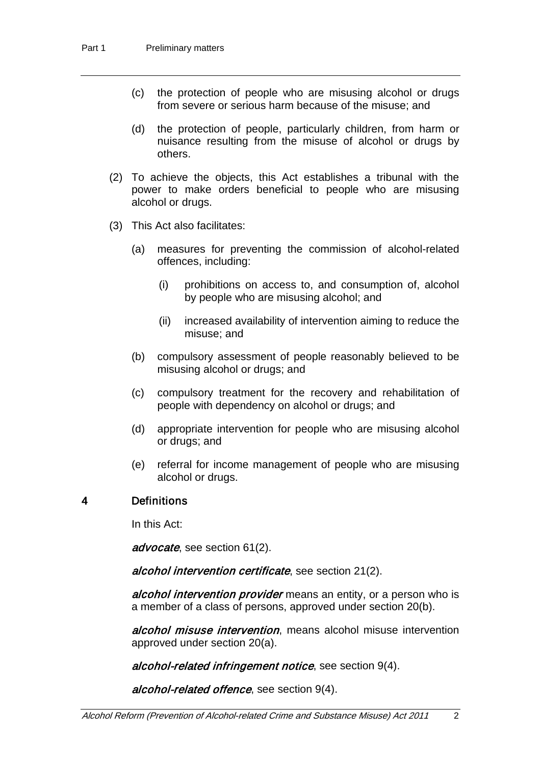(c) the protection of people who are misusing alcohol or drugs from severe or serious harm because of the misuse; and

(d) the protection of people, particularly children, from harm or nuisance resulting from the misuse of alcohol or drugs by others.

(2) To achieve the objects, this Act establishes a tribunal with the power to make orders beneficial to people who are misusing alcohol or drugs.

(3) This Act also facilitates:

(a) measures for preventing the commission of alcohol-related offences, including:

(i) prohibitions on access to, and consumption of, alcohol by people who are misusing alcohol; and

(ii) increased availability of intervention aiming to reduce the misuse; and

(b) compulsory assessment of people reasonably believed to be misusing alcohol or drugs; and

(c) compulsory treatment for the recovery and rehabilitation of people with dependency on alcohol or drugs; and

(d) appropriate intervention for people who are misusing alcohol or drugs; and

(e) referral for income management of people who are misusing alcohol or drugs.

### 4 Definitions

In this Act:

***advocate***, see section 61(2).

***alcohol intervention certificate***, see section 21(2).

***alcohol intervention provider*** means an entity, or a person who is a member of a class of persons, approved under section 20(b).

***alcohol misuse intervention***, means alcohol misuse intervention approved under section 20(a).

***alcohol-related infringement notice***, see section 9(4).

***alcohol-related offence***, see section 9(4).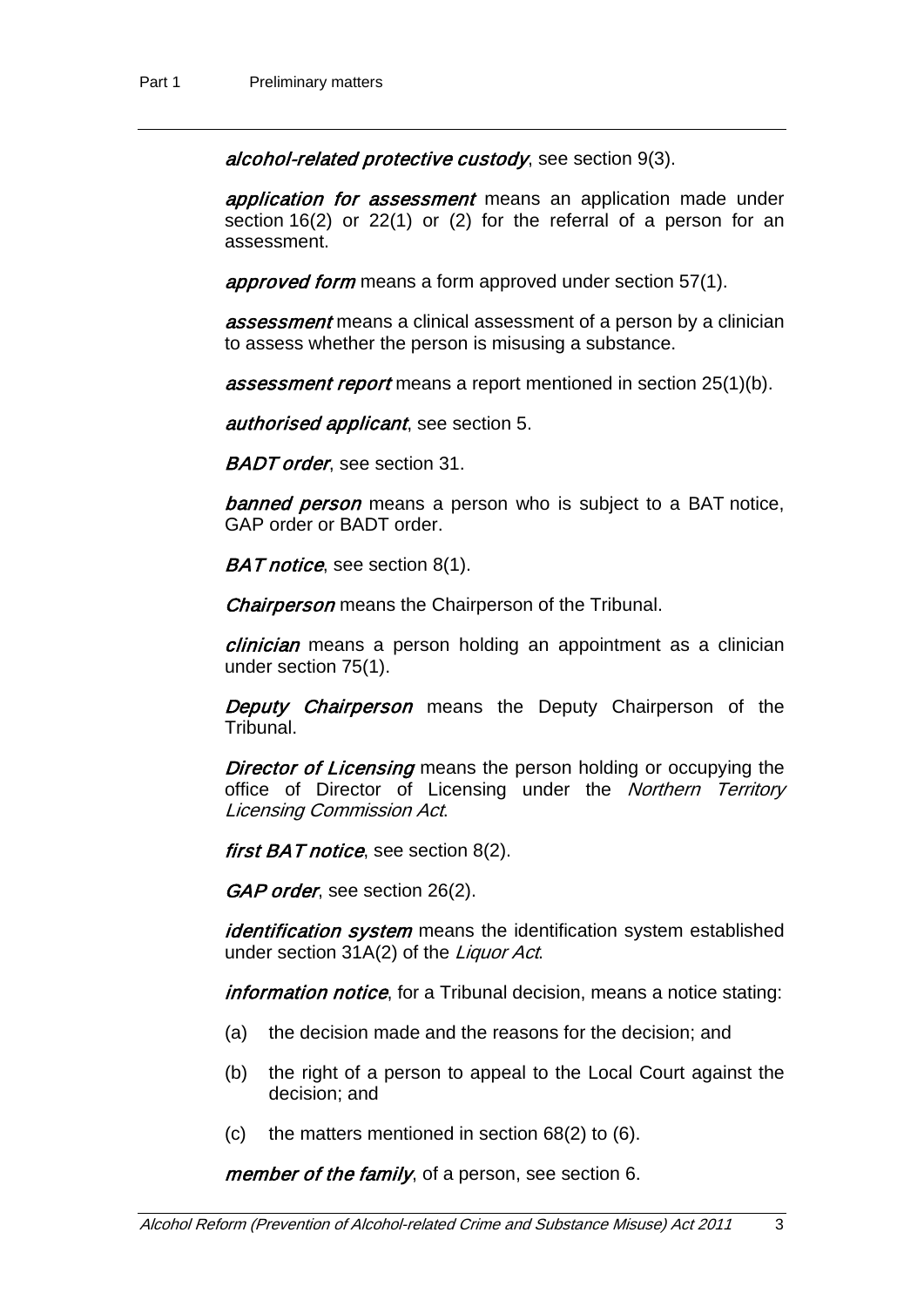***alcohol-related protective custody***, see section 9(3).

***application for assessment*** means an application made under section 16(2) or 22(1) or (2) for the referral of a person for an assessment.

***approved form*** means a form approved under section 57(1).

***assessment*** means a clinical assessment of a person by a clinician to assess whether the person is misusing a substance.

***assessment report*** means a report mentioned in section 25(1)(b).

***authorised applicant***, see section 5.

***BADT order***, see section 31.

***banned person*** means a person who is subject to a BAT notice, GAP order or BADT order.

***BAT notice***, see section 8(1).

***Chairperson*** means the Chairperson of the Tribunal.

***clinician*** means a person holding an appointment as a clinician under section 75(1).

***Deputy Chairperson*** means the Deputy Chairperson of the Tribunal.

***Director of Licensing*** means the person holding or occupying the office of Director of Licensing under the *Northern Territory Licensing Commission Act*.

***first BAT notice***, see section 8(2).

***GAP order***, see section 26(2).

***identification system*** means the identification system established under section 31A(2) of the *Liquor Act*.

***information notice***, for a Tribunal decision, means a notice stating:

(a) the decision made and the reasons for the decision; and

(b) the right of a person to appeal to the Local Court against the decision; and

(c) the matters mentioned in section 68(2) to (6).

***member of the family***, of a person, see section 6.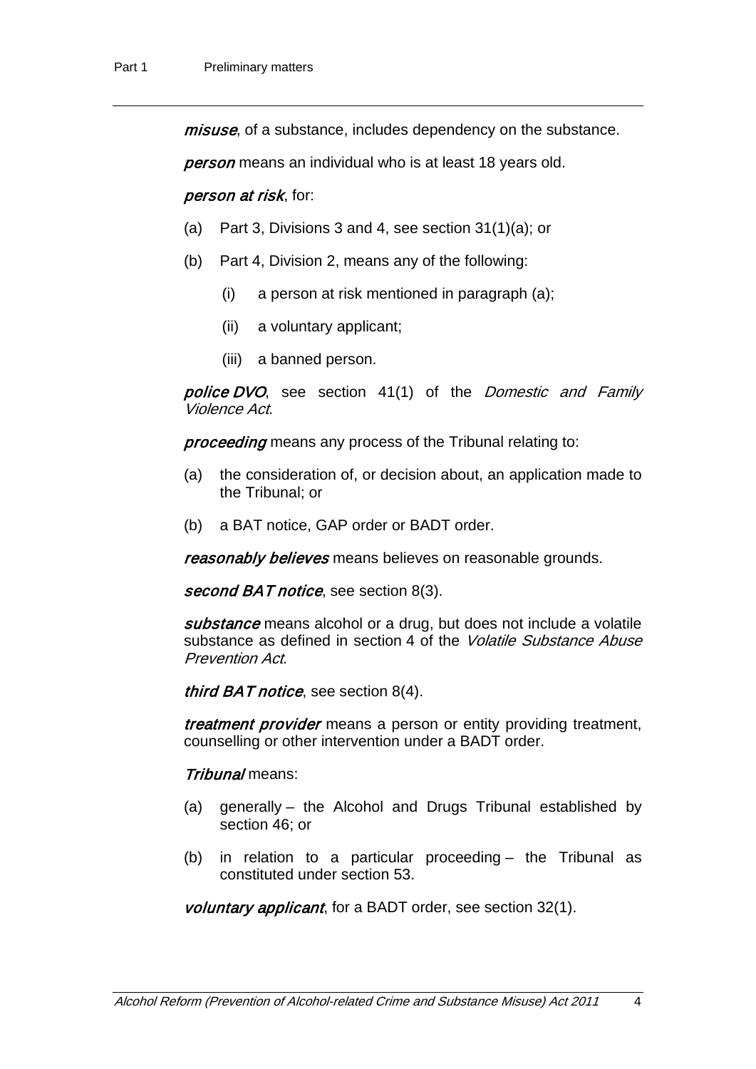***misuse***, of a substance, includes dependency on the substance.

***person*** means an individual who is at least 18 years old.

***person at risk***, for:

(a) Part 3, Divisions 3 and 4, see section 31(1)(a); or

(b) Part 4, Division 2, means any of the following:

  (i) a person at risk mentioned in paragraph (a);

  (ii) a voluntary applicant;

  (iii) a banned person.

***police DVO***, see section 41(1) of the *Domestic and Family Violence Act*.

***proceeding*** means any process of the Tribunal relating to:

(a) the consideration of, or decision about, an application made to the Tribunal; or

(b) a BAT notice, GAP order or BADT order.

***reasonably believes*** means believes on reasonable grounds.

***second BAT notice***, see section 8(3).

***substance*** means alcohol or a drug, but does not include a volatile substance as defined in section 4 of the *Volatile Substance Abuse Prevention Act*.

***third BAT notice***, see section 8(4).

***treatment provider*** means a person or entity providing treatment, counselling or other intervention under a BADT order.

***Tribunal*** means:

(a) generally – the Alcohol and Drugs Tribunal established by section 46; or

(b) in relation to a particular proceeding – the Tribunal as constituted under section 53.

***voluntary applicant***, for a BADT order, see section 32(1).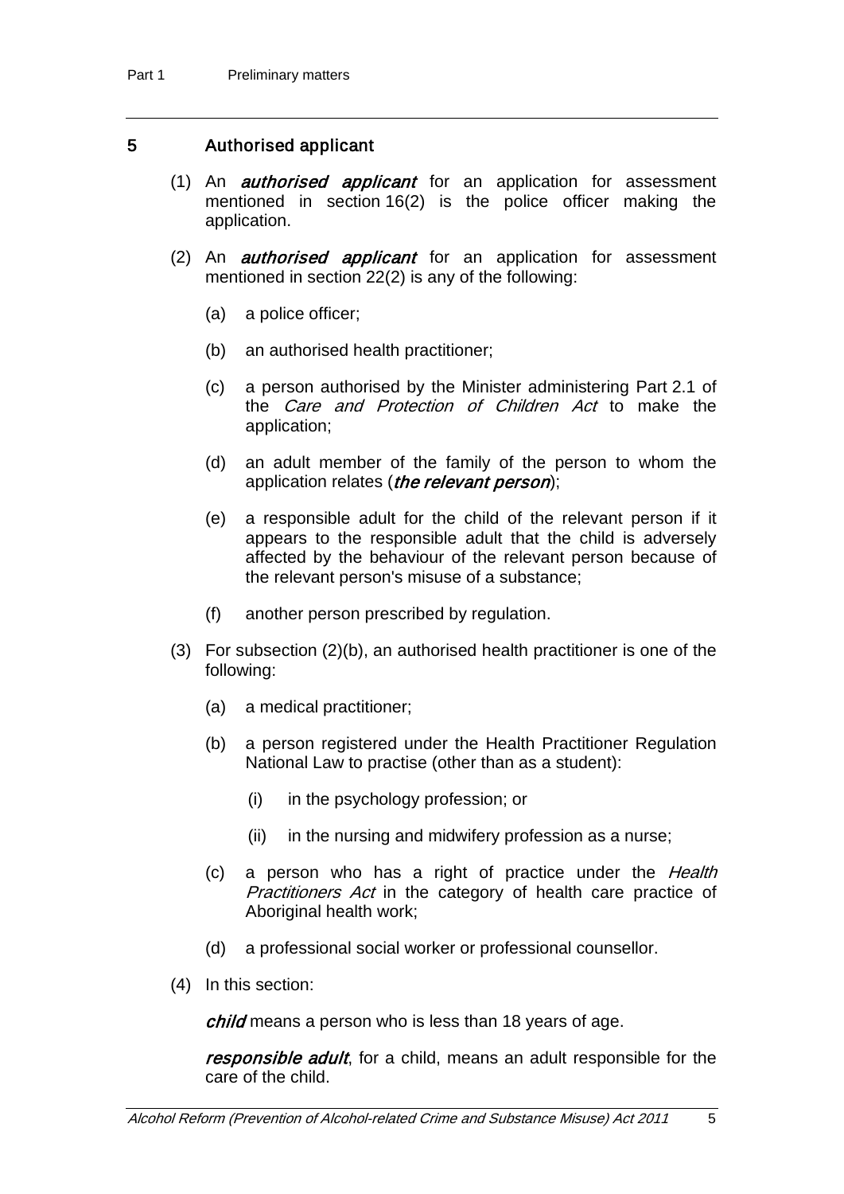## 5 Authorised applicant

(1) An ***authorised applicant*** for an application for assessment mentioned in section 16(2) is the police officer making the application.

(2) An ***authorised applicant*** for an application for assessment mentioned in section 22(2) is any of the following:

(a) a police officer;

(b) an authorised health practitioner;

(c) a person authorised by the Minister administering Part 2.1 of the *Care and Protection of Children Act* to make the application;

(d) an adult member of the family of the person to whom the application relates (***the relevant person***);

(e) a responsible adult for the child of the relevant person if it appears to the responsible adult that the child is adversely affected by the behaviour of the relevant person because of the relevant person's misuse of a substance;

(f) another person prescribed by regulation.

(3) For subsection (2)(b), an authorised health practitioner is one of the following:

(a) a medical practitioner;

(b) a person registered under the Health Practitioner Regulation National Law to practise (other than as a student):

(i) in the psychology profession; or

(ii) in the nursing and midwifery profession as a nurse;

(c) a person who has a right of practice under the *Health Practitioners Act* in the category of health care practice of Aboriginal health work;

(d) a professional social worker or professional counsellor.

(4) In this section:

***child*** means a person who is less than 18 years of age.

***responsible adult***, for a child, means an adult responsible for the care of the child.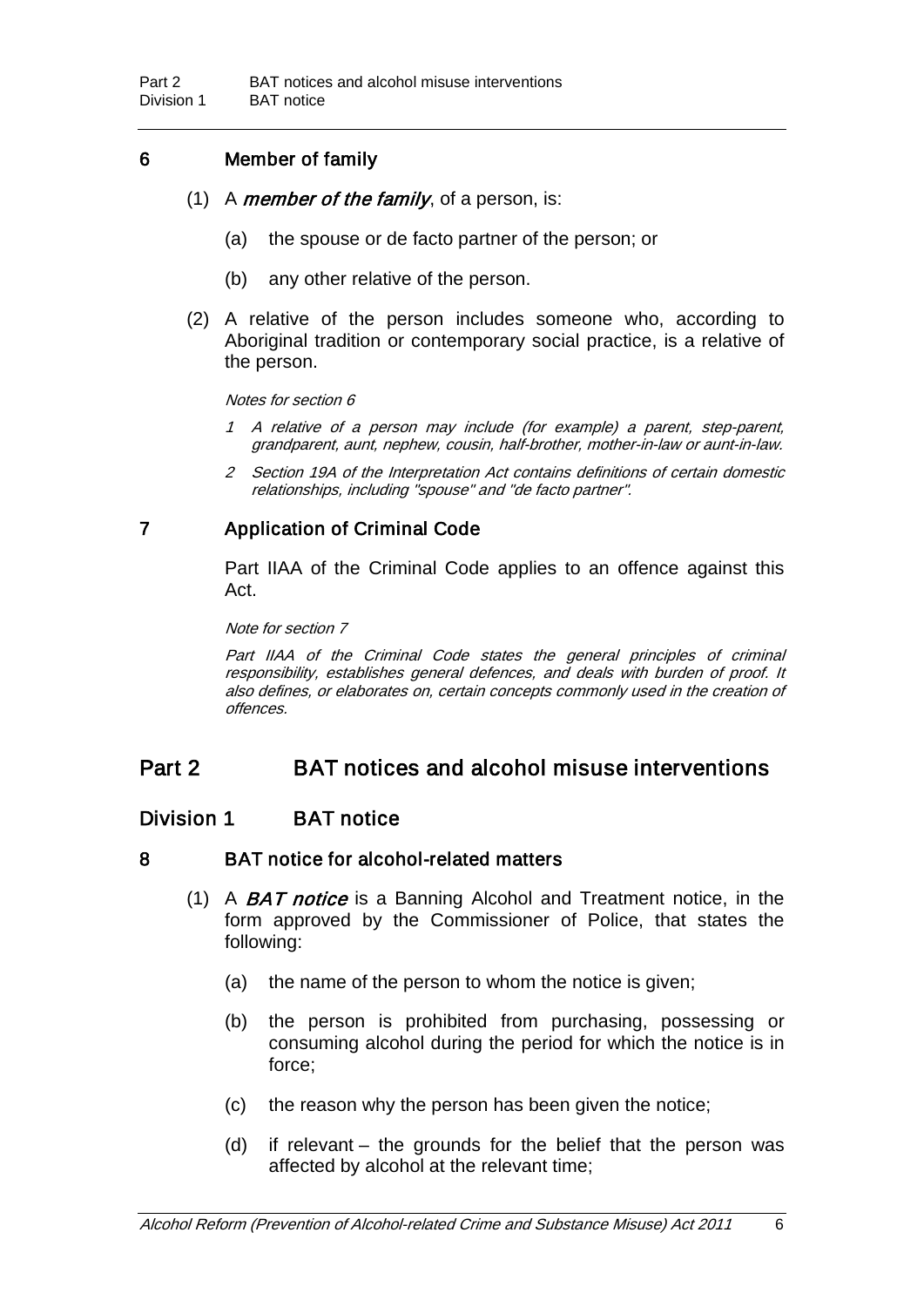### 6 Member of family

(1) A ***member of the family***, of a person, is:

(a) the spouse or de facto partner of the person; or

(b) any other relative of the person.

(2) A relative of the person includes someone who, according to Aboriginal tradition or contemporary social practice, is a relative of the person.

*Notes for section 6*

*1 A relative of a person may include (for example) a parent, step-parent, grandparent, aunt, nephew, cousin, half-brother, mother-in-law or aunt-in-law.*

*2 Section 19A of the Interpretation Act contains definitions of certain domestic relationships, including "spouse" and "de facto partner".*

### 7 Application of Criminal Code

Part IIAA of the Criminal Code applies to an offence against this Act.

*Note for section 7*

*Part IIAA of the Criminal Code states the general principles of criminal responsibility, establishes general defences, and deals with burden of proof. It also defines, or elaborates on, certain concepts commonly used in the creation of offences.*

# Part 2 BAT notices and alcohol misuse interventions

## Division 1 BAT notice

### 8 BAT notice for alcohol-related matters

(1) A ***BAT notice*** is a Banning Alcohol and Treatment notice, in the form approved by the Commissioner of Police, that states the following:

(a) the name of the person to whom the notice is given;

(b) the person is prohibited from purchasing, possessing or consuming alcohol during the period for which the notice is in force;

(c) the reason why the person has been given the notice;

(d) if relevant – the grounds for the belief that the person was affected by alcohol at the relevant time;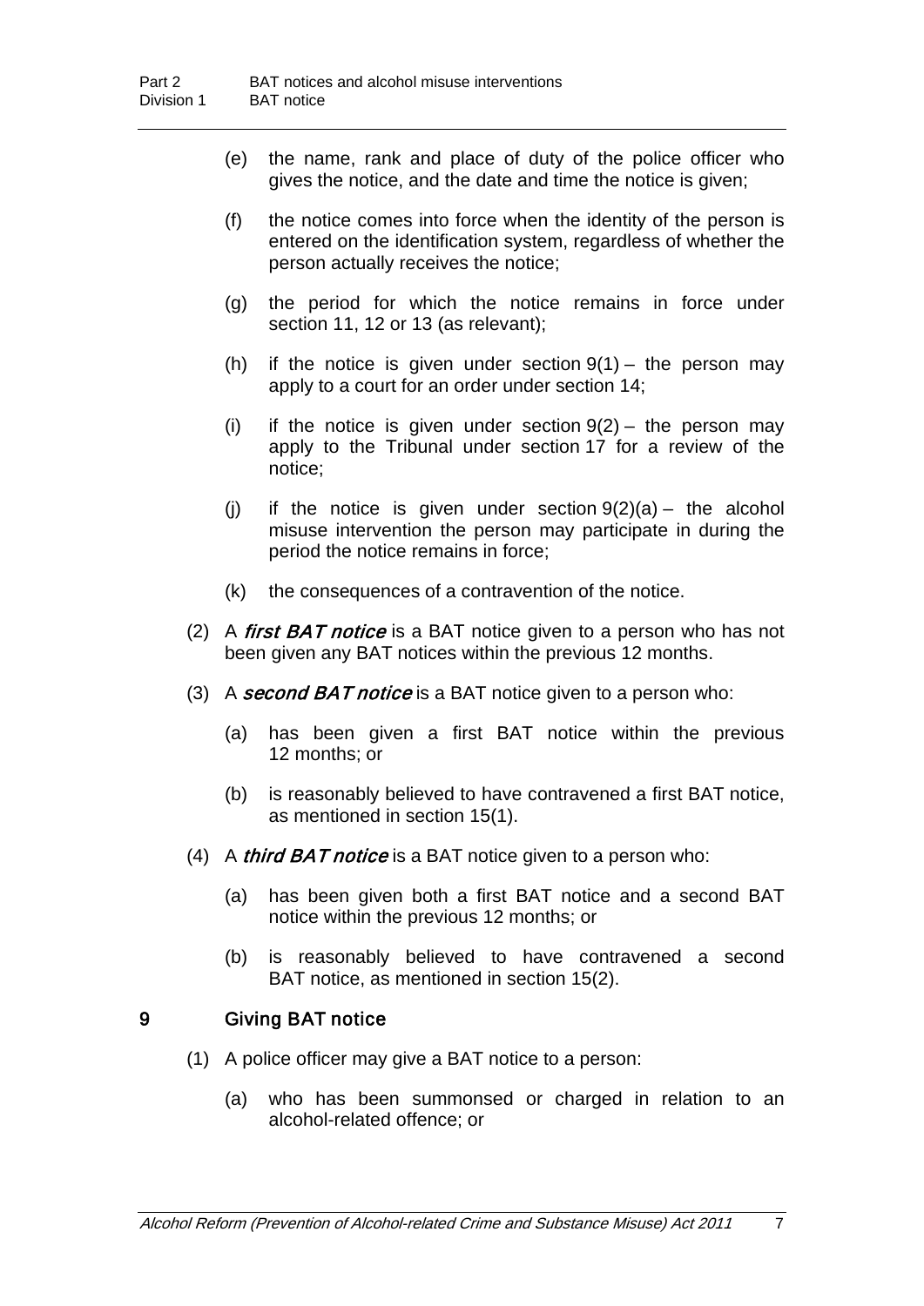(e) the name, rank and place of duty of the police officer who gives the notice, and the date and time the notice is given;

(f) the notice comes into force when the identity of the person is entered on the identification system, regardless of whether the person actually receives the notice;

(g) the period for which the notice remains in force under section 11, 12 or 13 (as relevant);

(h) if the notice is given under section 9(1) – the person may apply to a court for an order under section 14;

(i) if the notice is given under section 9(2) – the person may apply to the Tribunal under section 17 for a review of the notice;

(j) if the notice is given under section 9(2)(a) – the alcohol misuse intervention the person may participate in during the period the notice remains in force;

(k) the consequences of a contravention of the notice.

(2) A ***first BAT notice*** is a BAT notice given to a person who has not been given any BAT notices within the previous 12 months.

(3) A ***second BAT notice*** is a BAT notice given to a person who:

(a) has been given a first BAT notice within the previous 12 months; or

(b) is reasonably believed to have contravened a first BAT notice, as mentioned in section 15(1).

(4) A ***third BAT notice*** is a BAT notice given to a person who:

(a) has been given both a first BAT notice and a second BAT notice within the previous 12 months; or

(b) is reasonably believed to have contravened a second BAT notice, as mentioned in section 15(2).

### 9 Giving BAT notice

(1) A police officer may give a BAT notice to a person:

(a) who has been summonsed or charged in relation to an alcohol-related offence; or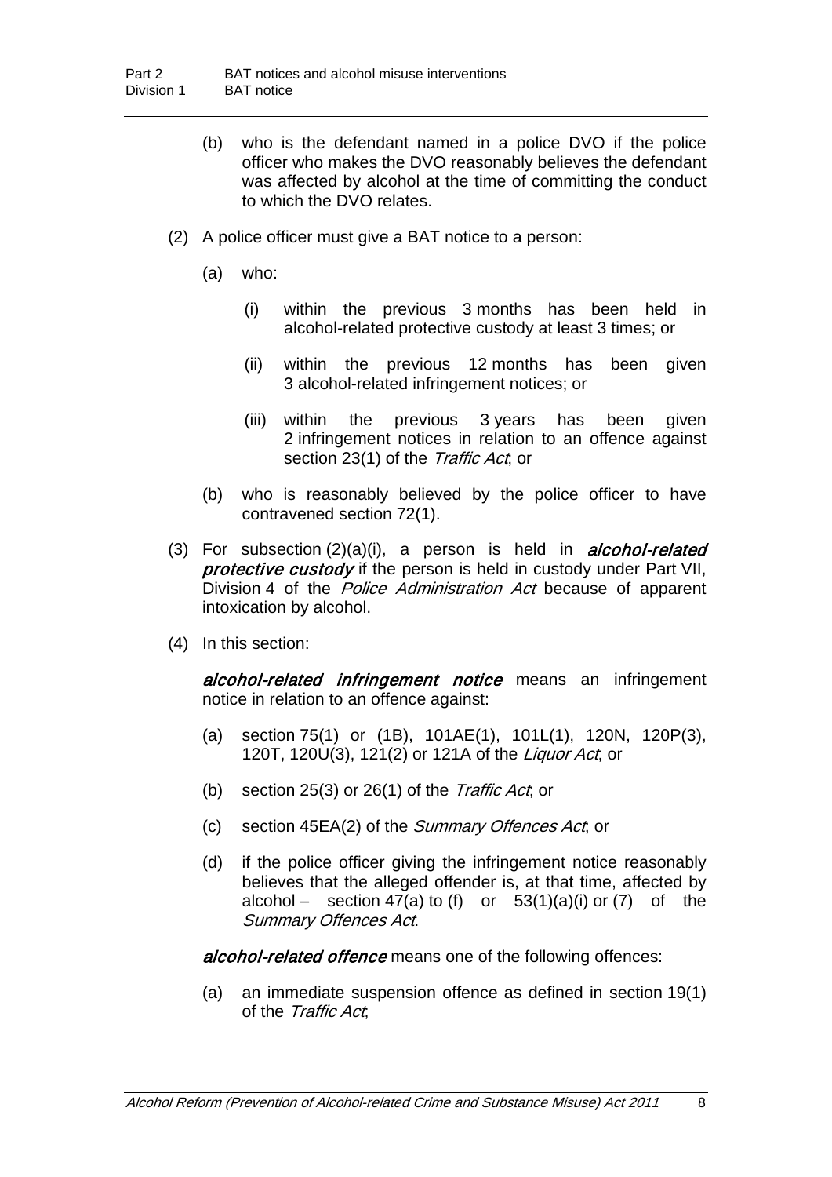(b) who is the defendant named in a police DVO if the police officer who makes the DVO reasonably believes the defendant was affected by alcohol at the time of committing the conduct to which the DVO relates.

(2) A police officer must give a BAT notice to a person:

(a) who:

(i) within the previous 3 months has been held in alcohol-related protective custody at least 3 times; or

(ii) within the previous 12 months has been given 3 alcohol-related infringement notices; or

(iii) within the previous 3 years has been given 2 infringement notices in relation to an offence against section 23(1) of the *Traffic Act*; or

(b) who is reasonably believed by the police officer to have contravened section 72(1).

(3) For subsection (2)(a)(i), a person is held in ***alcohol-related protective custody*** if the person is held in custody under Part VII, Division 4 of the *Police Administration Act* because of apparent intoxication by alcohol.

(4) In this section:

***alcohol-related infringement notice*** means an infringement notice in relation to an offence against:

(a) section 75(1) or (1B), 101AE(1), 101L(1), 120N, 120P(3), 120T, 120U(3), 121(2) or 121A of the *Liquor Act*; or

(b) section 25(3) or 26(1) of the *Traffic Act*; or

(c) section 45EA(2) of the *Summary Offences Act*; or

(d) if the police officer giving the infringement notice reasonably believes that the alleged offender is, at that time, affected by alcohol – section 47(a) to (f) or 53(1)(a)(i) or (7) of the *Summary Offences Act*.

***alcohol-related offence*** means one of the following offences:

(a) an immediate suspension offence as defined in section 19(1) of the *Traffic Act*;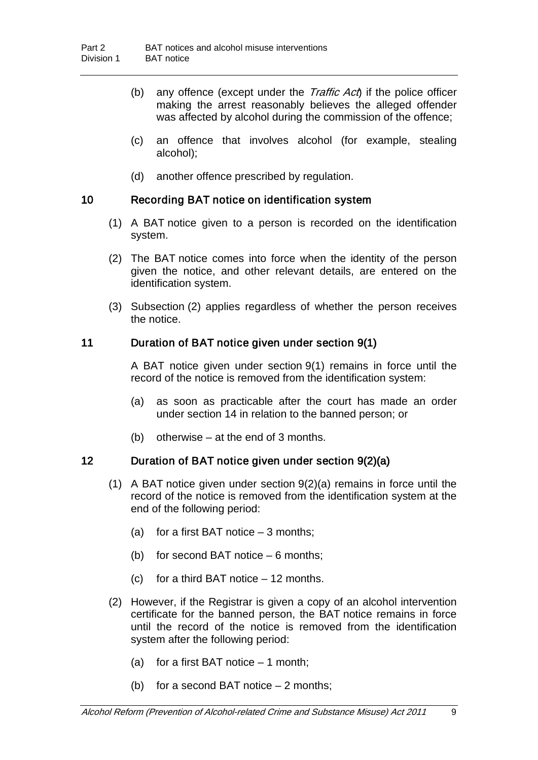(b) any offence (except under the *Traffic Act*) if the police officer making the arrest reasonably believes the alleged offender was affected by alcohol during the commission of the offence;

(c) an offence that involves alcohol (for example, stealing alcohol);

(d) another offence prescribed by regulation.

### 10 Recording BAT notice on identification system

(1) A BAT notice given to a person is recorded on the identification system.

(2) The BAT notice comes into force when the identity of the person given the notice, and other relevant details, are entered on the identification system.

(3) Subsection (2) applies regardless of whether the person receives the notice.

### 11 Duration of BAT notice given under section 9(1)

A BAT notice given under section 9(1) remains in force until the record of the notice is removed from the identification system:

(a) as soon as practicable after the court has made an order under section 14 in relation to the banned person; or

(b) otherwise – at the end of 3 months.

### 12 Duration of BAT notice given under section 9(2)(a)

(1) A BAT notice given under section 9(2)(a) remains in force until the record of the notice is removed from the identification system at the end of the following period:

(a) for a first BAT notice – 3 months;

(b) for second BAT notice – 6 months;

(c) for a third BAT notice – 12 months.

(2) However, if the Registrar is given a copy of an alcohol intervention certificate for the banned person, the BAT notice remains in force until the record of the notice is removed from the identification system after the following period:

(a) for a first BAT notice – 1 month;

(b) for a second BAT notice – 2 months;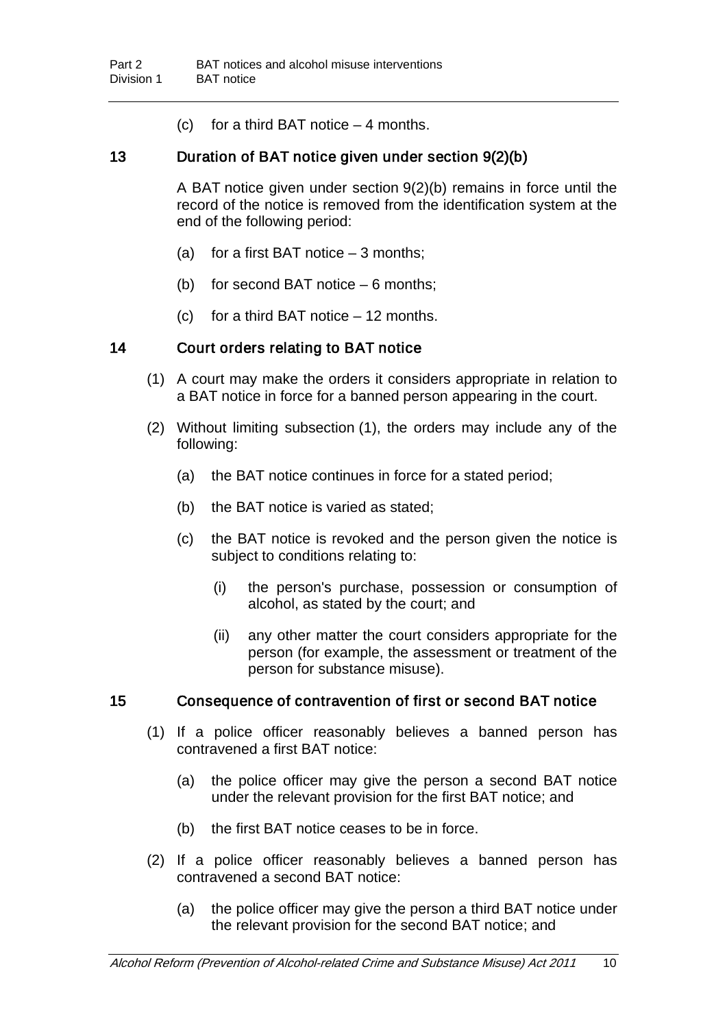(c) for a third BAT notice – 4 months.

### 13 Duration of BAT notice given under section 9(2)(b)

A BAT notice given under section 9(2)(b) remains in force until the record of the notice is removed from the identification system at the end of the following period:

(a) for a first BAT notice – 3 months;

(b) for second BAT notice – 6 months;

(c) for a third BAT notice – 12 months.

### 14 Court orders relating to BAT notice

(1) A court may make the orders it considers appropriate in relation to a BAT notice in force for a banned person appearing in the court.

(2) Without limiting subsection (1), the orders may include any of the following:

(a) the BAT notice continues in force for a stated period;

(b) the BAT notice is varied as stated;

(c) the BAT notice is revoked and the person given the notice is subject to conditions relating to:

(i) the person's purchase, possession or consumption of alcohol, as stated by the court; and

(ii) any other matter the court considers appropriate for the person (for example, the assessment or treatment of the person for substance misuse).

### 15 Consequence of contravention of first or second BAT notice

(1) If a police officer reasonably believes a banned person has contravened a first BAT notice:

(a) the police officer may give the person a second BAT notice under the relevant provision for the first BAT notice; and

(b) the first BAT notice ceases to be in force.

(2) If a police officer reasonably believes a banned person has contravened a second BAT notice:

(a) the police officer may give the person a third BAT notice under the relevant provision for the second BAT notice; and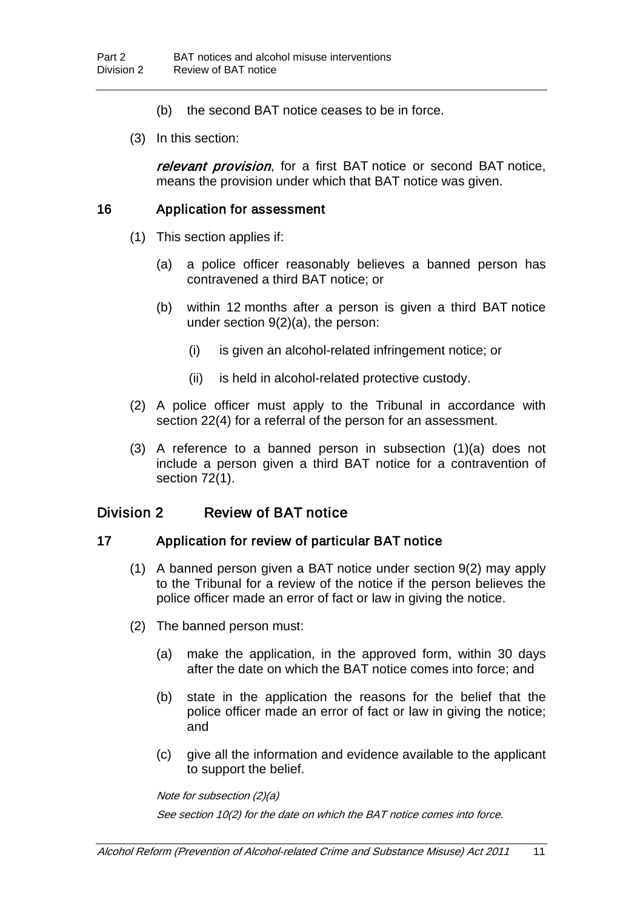(b) the second BAT notice ceases to be in force.

(3) In this section:

***relevant provision***, for a first BAT notice or second BAT notice, means the provision under which that BAT notice was given.

### 16 Application for assessment

(1) This section applies if:

(a) a police officer reasonably believes a banned person has contravened a third BAT notice; or

(b) within 12 months after a person is given a third BAT notice under section 9(2)(a), the person:

(i) is given an alcohol-related infringement notice; or

(ii) is held in alcohol-related protective custody.

(2) A police officer must apply to the Tribunal in accordance with section 22(4) for a referral of the person for an assessment.

(3) A reference to a banned person in subsection (1)(a) does not include a person given a third BAT notice for a contravention of section 72(1).

## Division 2 Review of BAT notice

### 17 Application for review of particular BAT notice

(1) A banned person given a BAT notice under section 9(2) may apply to the Tribunal for a review of the notice if the person believes the police officer made an error of fact or law in giving the notice.

(2) The banned person must:

(a) make the application, in the approved form, within 30 days after the date on which the BAT notice comes into force; and

(b) state in the application the reasons for the belief that the police officer made an error of fact or law in giving the notice; and

(c) give all the information and evidence available to the applicant to support the belief.

*Note for subsection (2)(a)*

*See section 10(2) for the date on which the BAT notice comes into force.*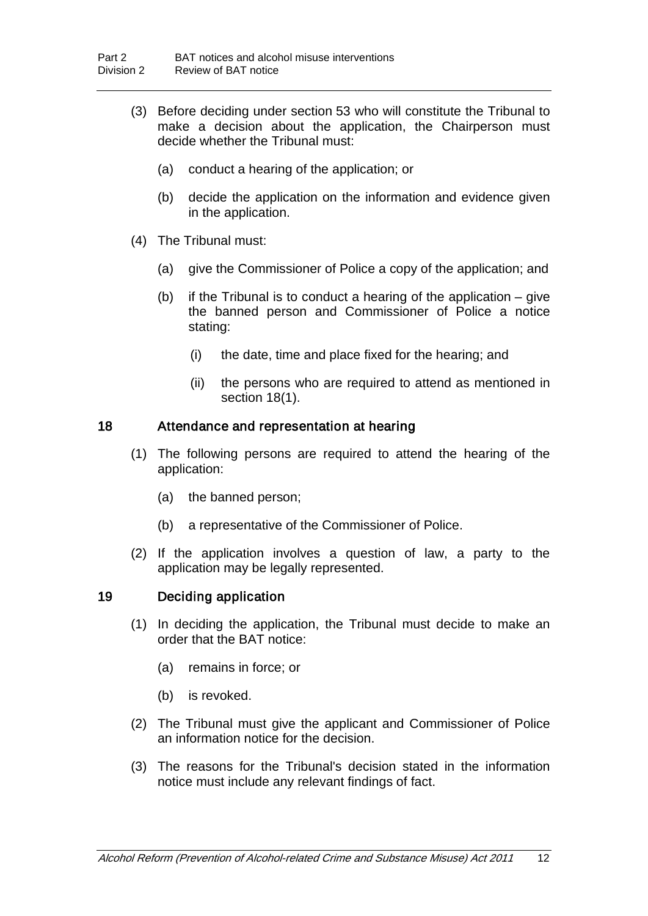(3) Before deciding under section 53 who will constitute the Tribunal to make a decision about the application, the Chairperson must decide whether the Tribunal must:

(a) conduct a hearing of the application; or

(b) decide the application on the information and evidence given in the application.

(4) The Tribunal must:

(a) give the Commissioner of Police a copy of the application; and

(b) if the Tribunal is to conduct a hearing of the application – give the banned person and Commissioner of Police a notice stating:

(i) the date, time and place fixed for the hearing; and

(ii) the persons who are required to attend as mentioned in section 18(1).

### 18 Attendance and representation at hearing

(1) The following persons are required to attend the hearing of the application:

(a) the banned person;

(b) a representative of the Commissioner of Police.

(2) If the application involves a question of law, a party to the application may be legally represented.

### 19 Deciding application

(1) In deciding the application, the Tribunal must decide to make an order that the BAT notice:

(a) remains in force; or

(b) is revoked.

(2) The Tribunal must give the applicant and Commissioner of Police an information notice for the decision.

(3) The reasons for the Tribunal's decision stated in the information notice must include any relevant findings of fact.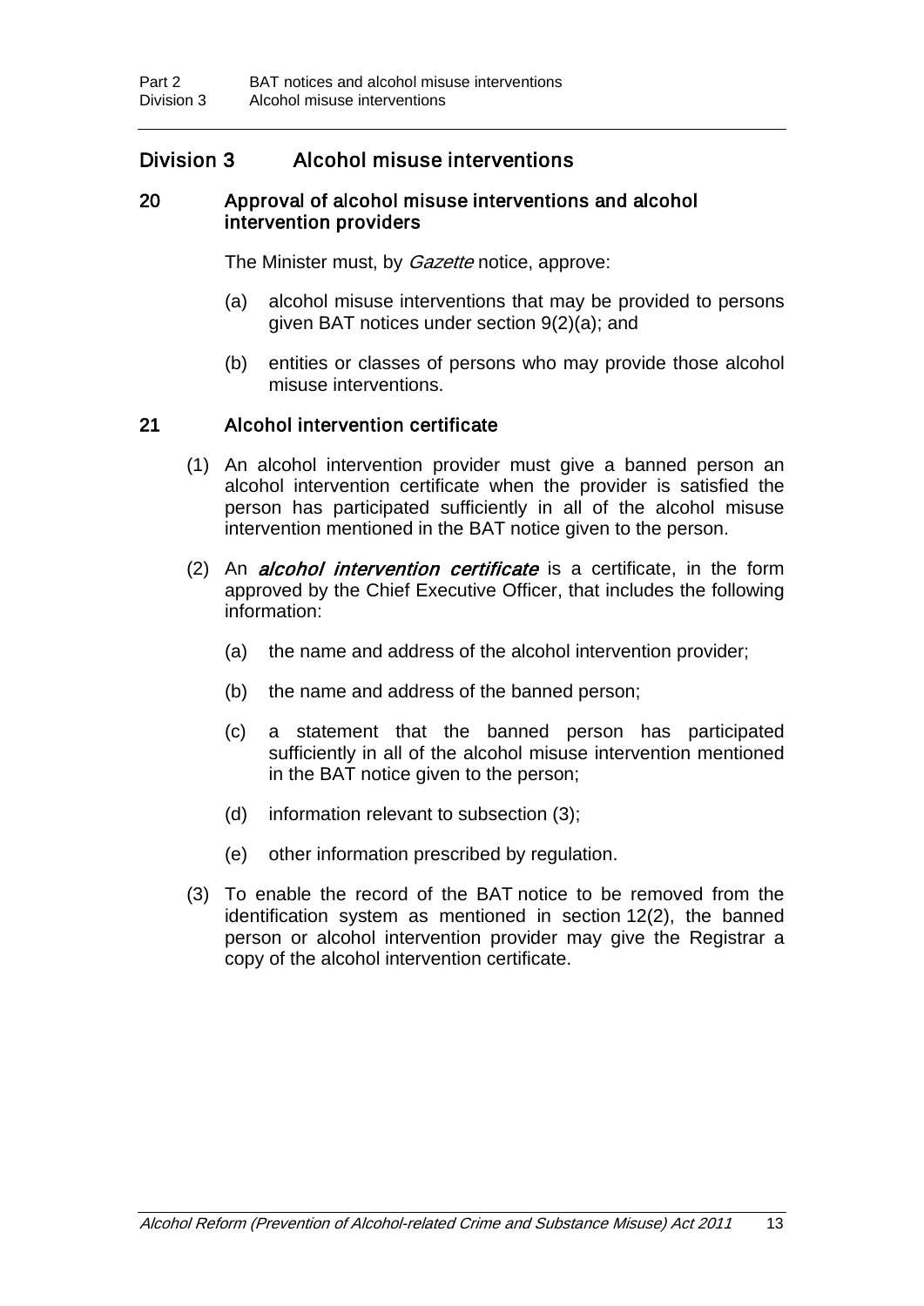## Division 3 Alcohol misuse interventions

### 20 Approval of alcohol misuse interventions and alcohol intervention providers

The Minister must, by *Gazette* notice, approve:

(a) alcohol misuse interventions that may be provided to persons given BAT notices under section 9(2)(a); and

(b) entities or classes of persons who may provide those alcohol misuse interventions.

### 21 Alcohol intervention certificate

(1) An alcohol intervention provider must give a banned person an alcohol intervention certificate when the provider is satisfied the person has participated sufficiently in all of the alcohol misuse intervention mentioned in the BAT notice given to the person.

(2) An ***alcohol intervention certificate*** is a certificate, in the form approved by the Chief Executive Officer, that includes the following information:

(a) the name and address of the alcohol intervention provider;

(b) the name and address of the banned person;

(c) a statement that the banned person has participated sufficiently in all of the alcohol misuse intervention mentioned in the BAT notice given to the person;

(d) information relevant to subsection (3);

(e) other information prescribed by regulation.

(3) To enable the record of the BAT notice to be removed from the identification system as mentioned in section 12(2), the banned person or alcohol intervention provider may give the Registrar a copy of the alcohol intervention certificate.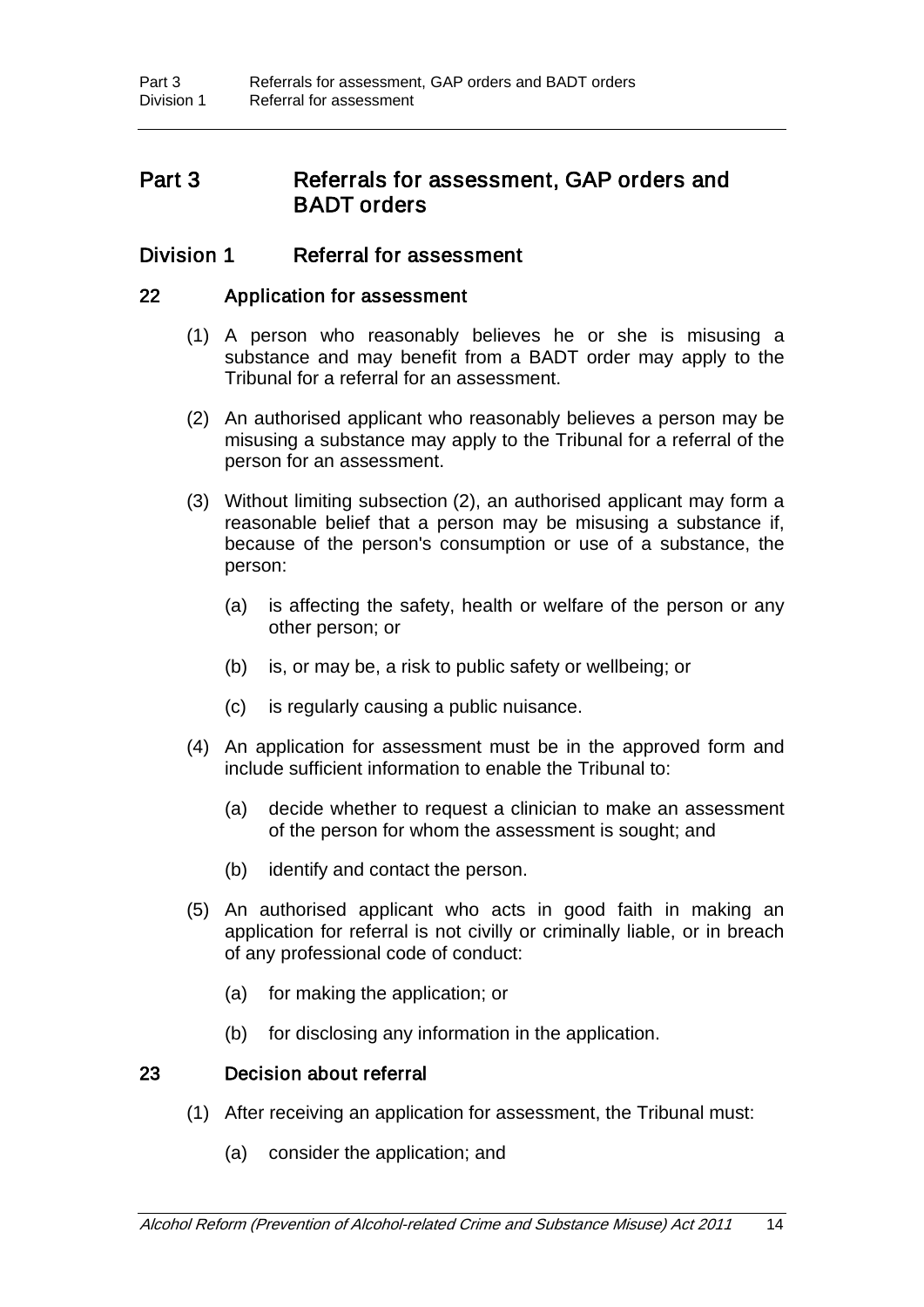# Part 3 Referrals for assessment, GAP orders and BADT orders

## Division 1 Referral for assessment

### 22 Application for assessment

(1) A person who reasonably believes he or she is misusing a substance and may benefit from a BADT order may apply to the Tribunal for a referral for an assessment.

(2) An authorised applicant who reasonably believes a person may be misusing a substance may apply to the Tribunal for a referral of the person for an assessment.

(3) Without limiting subsection (2), an authorised applicant may form a reasonable belief that a person may be misusing a substance if, because of the person's consumption or use of a substance, the person:

- (a) is affecting the safety, health or welfare of the person or any other person; or
- (b) is, or may be, a risk to public safety or wellbeing; or
- (c) is regularly causing a public nuisance.

(4) An application for assessment must be in the approved form and include sufficient information to enable the Tribunal to:

- (a) decide whether to request a clinician to make an assessment of the person for whom the assessment is sought; and
- (b) identify and contact the person.

(5) An authorised applicant who acts in good faith in making an application for referral is not civilly or criminally liable, or in breach of any professional code of conduct:

- (a) for making the application; or
- (b) for disclosing any information in the application.

### 23 Decision about referral

(1) After receiving an application for assessment, the Tribunal must:

- (a) consider the application; and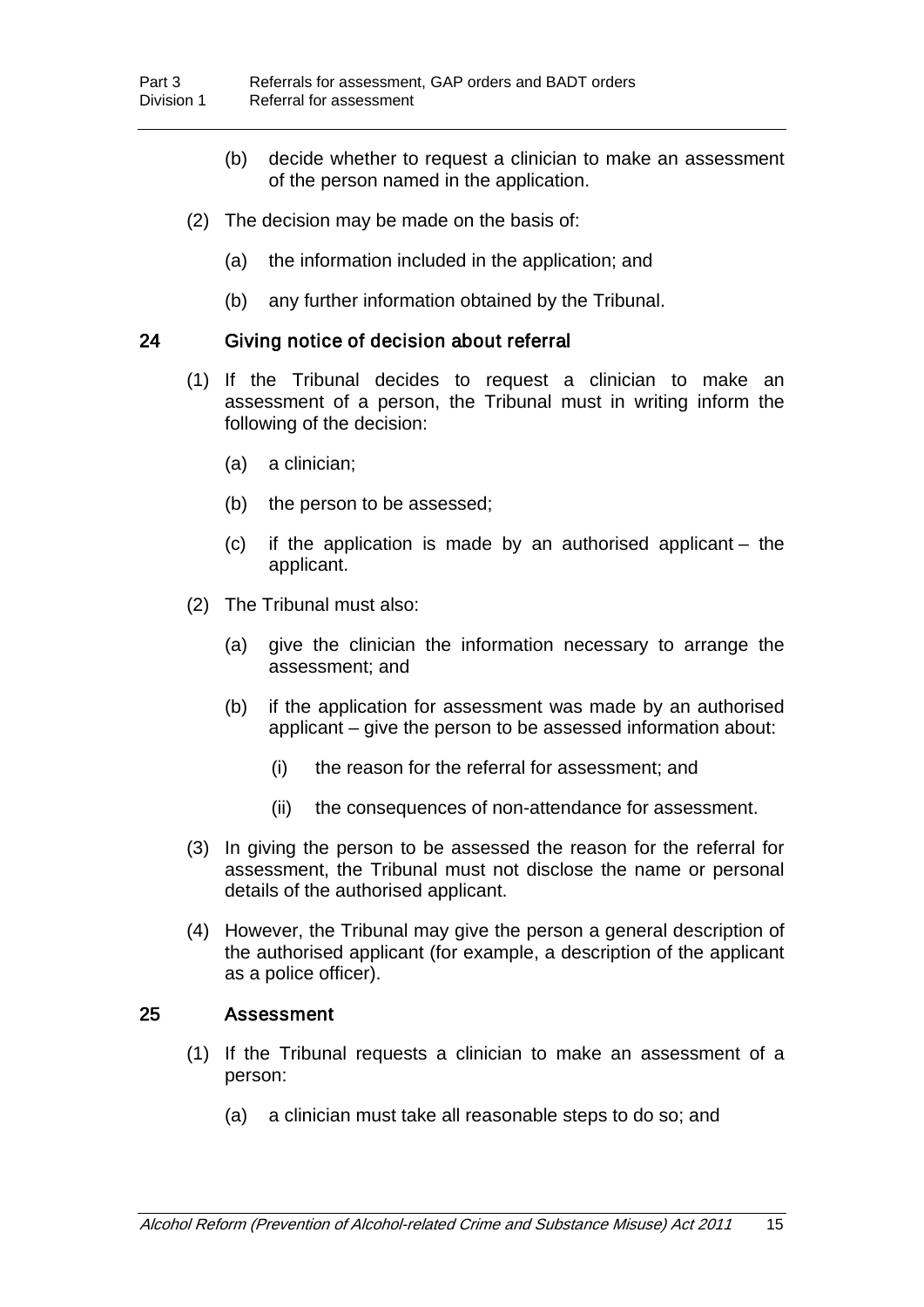(b) decide whether to request a clinician to make an assessment of the person named in the application.

(2) The decision may be made on the basis of:

(a) the information included in the application; and

(b) any further information obtained by the Tribunal.

## 24 Giving notice of decision about referral

(1) If the Tribunal decides to request a clinician to make an assessment of a person, the Tribunal must in writing inform the following of the decision:

(a) a clinician;

(b) the person to be assessed;

(c) if the application is made by an authorised applicant – the applicant.

(2) The Tribunal must also:

(a) give the clinician the information necessary to arrange the assessment; and

(b) if the application for assessment was made by an authorised applicant – give the person to be assessed information about:

(i) the reason for the referral for assessment; and

(ii) the consequences of non-attendance for assessment.

(3) In giving the person to be assessed the reason for the referral for assessment, the Tribunal must not disclose the name or personal details of the authorised applicant.

(4) However, the Tribunal may give the person a general description of the authorised applicant (for example, a description of the applicant as a police officer).

## 25 Assessment

(1) If the Tribunal requests a clinician to make an assessment of a person:

(a) a clinician must take all reasonable steps to do so; and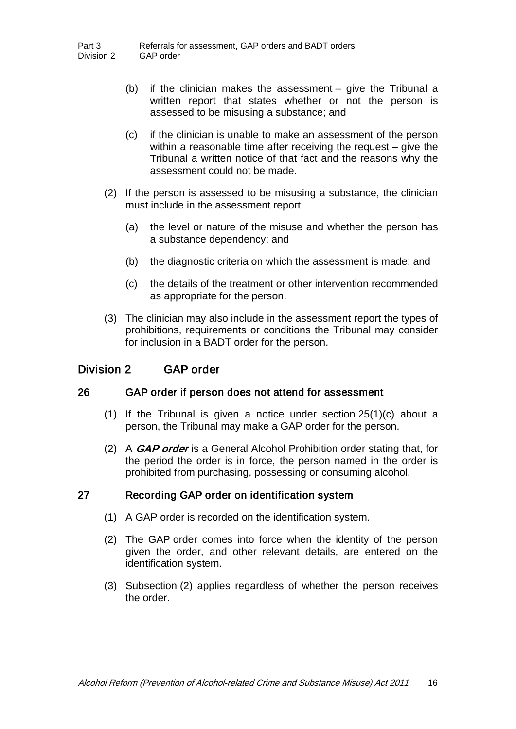(b) if the clinician makes the assessment – give the Tribunal a written report that states whether or not the person is assessed to be misusing a substance; and

(c) if the clinician is unable to make an assessment of the person within a reasonable time after receiving the request – give the Tribunal a written notice of that fact and the reasons why the assessment could not be made.

(2) If the person is assessed to be misusing a substance, the clinician must include in the assessment report:

(a) the level or nature of the misuse and whether the person has a substance dependency; and

(b) the diagnostic criteria on which the assessment is made; and

(c) the details of the treatment or other intervention recommended as appropriate for the person.

(3) The clinician may also include in the assessment report the types of prohibitions, requirements or conditions the Tribunal may consider for inclusion in a BADT order for the person.

## Division 2 GAP order

### 26 GAP order if person does not attend for assessment

(1) If the Tribunal is given a notice under section 25(1)(c) about a person, the Tribunal may make a GAP order for the person.

(2) A ***GAP order*** is a General Alcohol Prohibition order stating that, for the period the order is in force, the person named in the order is prohibited from purchasing, possessing or consuming alcohol.

### 27 Recording GAP order on identification system

(1) A GAP order is recorded on the identification system.

(2) The GAP order comes into force when the identity of the person given the order, and other relevant details, are entered on the identification system.

(3) Subsection (2) applies regardless of whether the person receives the order.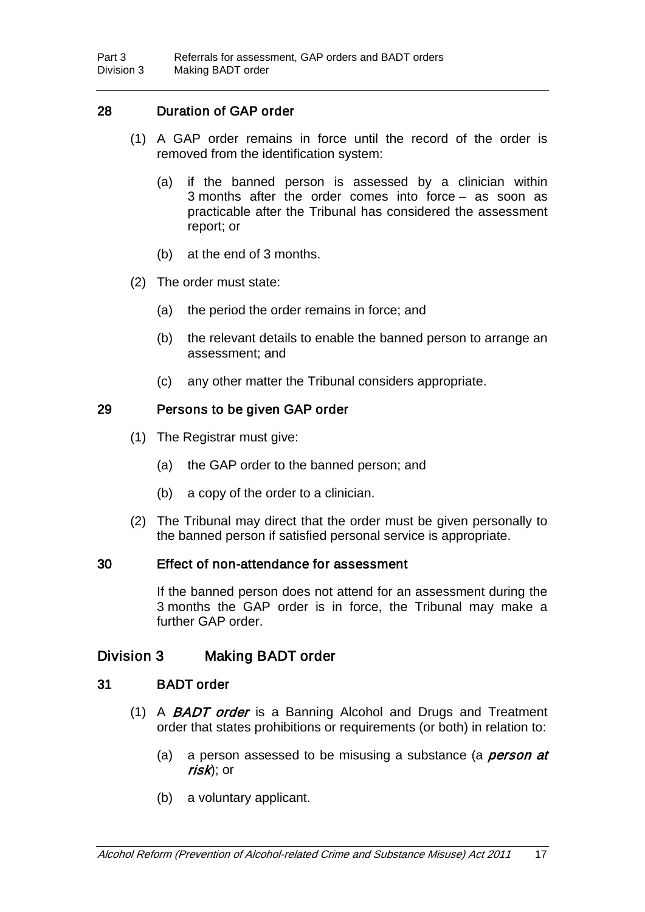### 28 Duration of GAP order

(1) A GAP order remains in force until the record of the order is removed from the identification system:

(a) if the banned person is assessed by a clinician within 3 months after the order comes into force – as soon as practicable after the Tribunal has considered the assessment report; or

(b) at the end of 3 months.

(2) The order must state:

(a) the period the order remains in force; and

(b) the relevant details to enable the banned person to arrange an assessment; and

(c) any other matter the Tribunal considers appropriate.

### 29 Persons to be given GAP order

(1) The Registrar must give:

(a) the GAP order to the banned person; and

(b) a copy of the order to a clinician.

(2) The Tribunal may direct that the order must be given personally to the banned person if satisfied personal service is appropriate.

### 30 Effect of non-attendance for assessment

If the banned person does not attend for an assessment during the 3 months the GAP order is in force, the Tribunal may make a further GAP order.

## Division 3 Making BADT order

### 31 BADT order

(1) A ***BADT order*** is a Banning Alcohol and Drugs and Treatment order that states prohibitions or requirements (or both) in relation to:

(a) a person assessed to be misusing a substance (a ***person at risk***); or

(b) a voluntary applicant.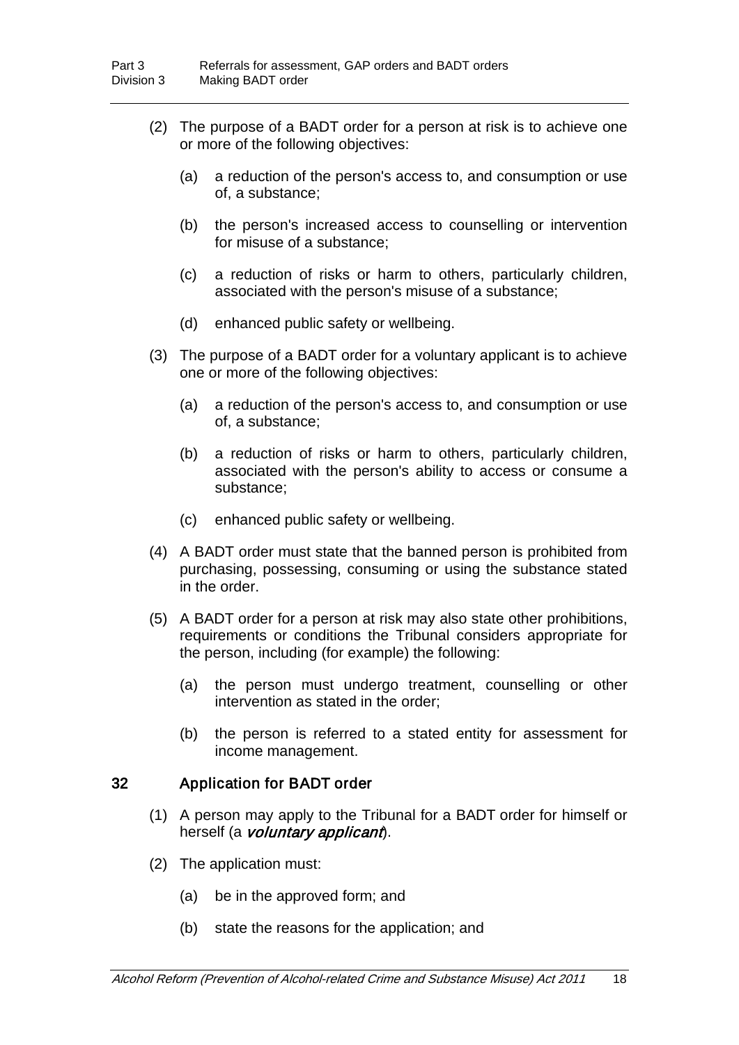(2) The purpose of a BADT order for a person at risk is to achieve one or more of the following objectives:

(a) a reduction of the person's access to, and consumption or use of, a substance;

(b) the person's increased access to counselling or intervention for misuse of a substance;

(c) a reduction of risks or harm to others, particularly children, associated with the person's misuse of a substance;

(d) enhanced public safety or wellbeing.

(3) The purpose of a BADT order for a voluntary applicant is to achieve one or more of the following objectives:

(a) a reduction of the person's access to, and consumption or use of, a substance;

(b) a reduction of risks or harm to others, particularly children, associated with the person's ability to access or consume a substance;

(c) enhanced public safety or wellbeing.

(4) A BADT order must state that the banned person is prohibited from purchasing, possessing, consuming or using the substance stated in the order.

(5) A BADT order for a person at risk may also state other prohibitions, requirements or conditions the Tribunal considers appropriate for the person, including (for example) the following:

(a) the person must undergo treatment, counselling or other intervention as stated in the order;

(b) the person is referred to a stated entity for assessment for income management.

### 32 Application for BADT order

(1) A person may apply to the Tribunal for a BADT order for himself or herself (a ***voluntary applicant***).

(2) The application must:

(a) be in the approved form; and

(b) state the reasons for the application; and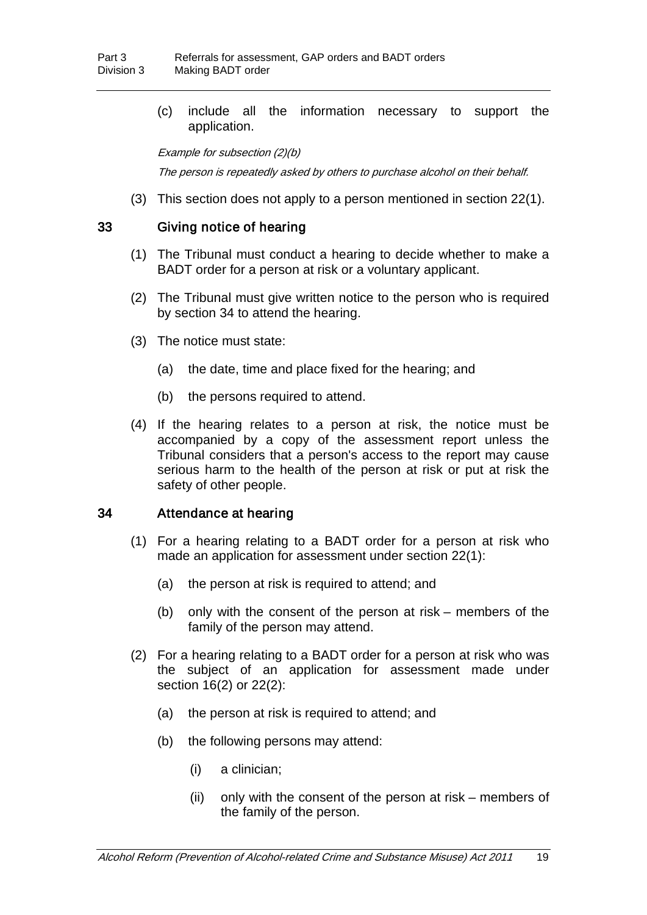(c) include all the information necessary to support the application.

*Example for subsection (2)(b)*

*The person is repeatedly asked by others to purchase alcohol on their behalf.*

(3) This section does not apply to a person mentioned in section 22(1).

### 33 Giving notice of hearing

(1) The Tribunal must conduct a hearing to decide whether to make a BADT order for a person at risk or a voluntary applicant.

(2) The Tribunal must give written notice to the person who is required by section 34 to attend the hearing.

(3) The notice must state:

(a) the date, time and place fixed for the hearing; and

(b) the persons required to attend.

(4) If the hearing relates to a person at risk, the notice must be accompanied by a copy of the assessment report unless the Tribunal considers that a person's access to the report may cause serious harm to the health of the person at risk or put at risk the safety of other people.

### 34 Attendance at hearing

(1) For a hearing relating to a BADT order for a person at risk who made an application for assessment under section 22(1):

(a) the person at risk is required to attend; and

(b) only with the consent of the person at risk – members of the family of the person may attend.

(2) For a hearing relating to a BADT order for a person at risk who was the subject of an application for assessment made under section 16(2) or 22(2):

(a) the person at risk is required to attend; and

(b) the following persons may attend:

(i) a clinician;

(ii) only with the consent of the person at risk – members of the family of the person.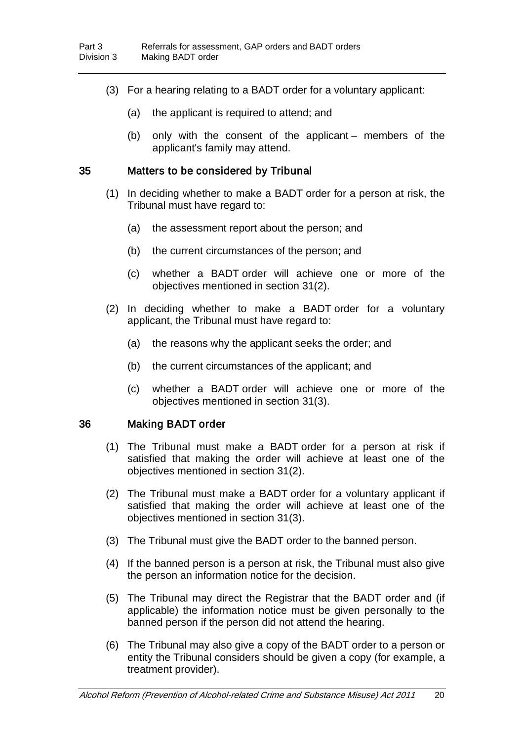(3) For a hearing relating to a BADT order for a voluntary applicant:

(a) the applicant is required to attend; and

(b) only with the consent of the applicant – members of the applicant's family may attend.

## 35 Matters to be considered by Tribunal

(1) In deciding whether to make a BADT order for a person at risk, the Tribunal must have regard to:

(a) the assessment report about the person; and

(b) the current circumstances of the person; and

(c) whether a BADT order will achieve one or more of the objectives mentioned in section 31(2).

(2) In deciding whether to make a BADT order for a voluntary applicant, the Tribunal must have regard to:

(a) the reasons why the applicant seeks the order; and

(b) the current circumstances of the applicant; and

(c) whether a BADT order will achieve one or more of the objectives mentioned in section 31(3).

## 36 Making BADT order

(1) The Tribunal must make a BADT order for a person at risk if satisfied that making the order will achieve at least one of the objectives mentioned in section 31(2).

(2) The Tribunal must make a BADT order for a voluntary applicant if satisfied that making the order will achieve at least one of the objectives mentioned in section 31(3).

(3) The Tribunal must give the BADT order to the banned person.

(4) If the banned person is a person at risk, the Tribunal must also give the person an information notice for the decision.

(5) The Tribunal may direct the Registrar that the BADT order and (if applicable) the information notice must be given personally to the banned person if the person did not attend the hearing.

(6) The Tribunal may also give a copy of the BADT order to a person or entity the Tribunal considers should be given a copy (for example, a treatment provider).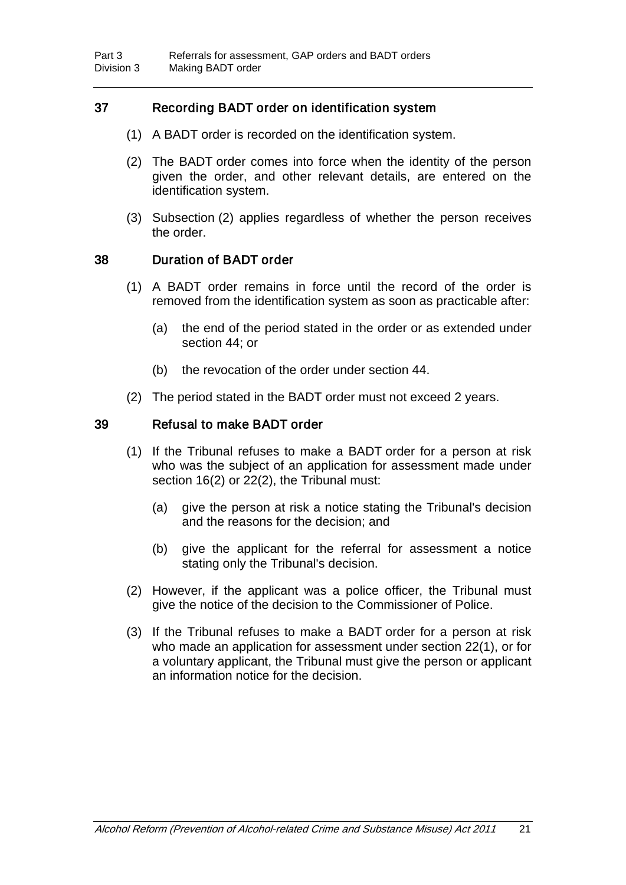## 37 Recording BADT order on identification system

(1) A BADT order is recorded on the identification system.

(2) The BADT order comes into force when the identity of the person given the order, and other relevant details, are entered on the identification system.

(3) Subsection (2) applies regardless of whether the person receives the order.

## 38 Duration of BADT order

(1) A BADT order remains in force until the record of the order is removed from the identification system as soon as practicable after:

(a) the end of the period stated in the order or as extended under section 44; or

(b) the revocation of the order under section 44.

(2) The period stated in the BADT order must not exceed 2 years.

## 39 Refusal to make BADT order

(1) If the Tribunal refuses to make a BADT order for a person at risk who was the subject of an application for assessment made under section 16(2) or 22(2), the Tribunal must:

(a) give the person at risk a notice stating the Tribunal's decision and the reasons for the decision; and

(b) give the applicant for the referral for assessment a notice stating only the Tribunal's decision.

(2) However, if the applicant was a police officer, the Tribunal must give the notice of the decision to the Commissioner of Police.

(3) If the Tribunal refuses to make a BADT order for a person at risk who made an application for assessment under section 22(1), or for a voluntary applicant, the Tribunal must give the person or applicant an information notice for the decision.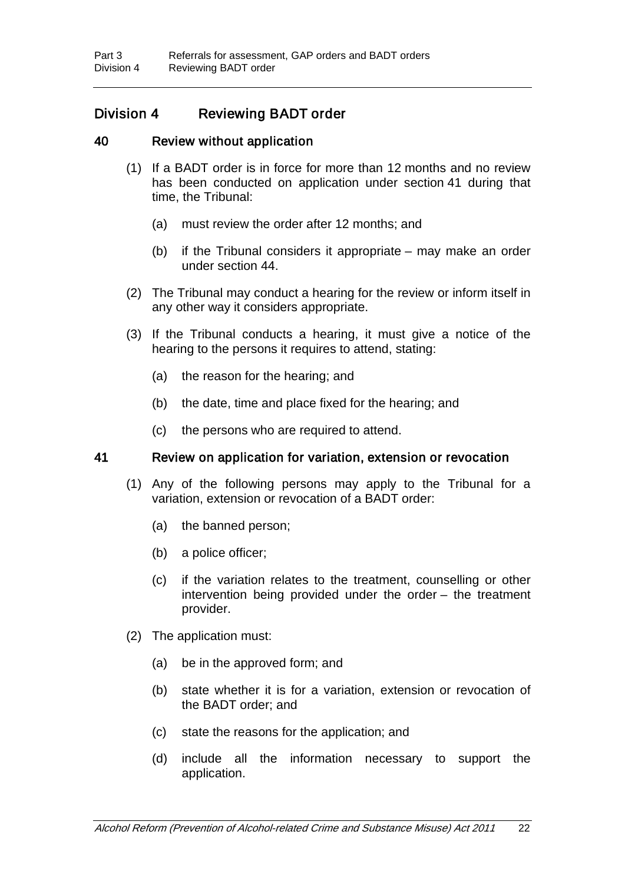## Division 4 Reviewing BADT order

### 40 Review without application

(1) If a BADT order is in force for more than 12 months and no review has been conducted on application under section 41 during that time, the Tribunal:

(a) must review the order after 12 months; and

(b) if the Tribunal considers it appropriate – may make an order under section 44.

(2) The Tribunal may conduct a hearing for the review or inform itself in any other way it considers appropriate.

(3) If the Tribunal conducts a hearing, it must give a notice of the hearing to the persons it requires to attend, stating:

(a) the reason for the hearing; and

(b) the date, time and place fixed for the hearing; and

(c) the persons who are required to attend.

### 41 Review on application for variation, extension or revocation

(1) Any of the following persons may apply to the Tribunal for a variation, extension or revocation of a BADT order:

(a) the banned person;

(b) a police officer;

(c) if the variation relates to the treatment, counselling or other intervention being provided under the order – the treatment provider.

(2) The application must:

(a) be in the approved form; and

(b) state whether it is for a variation, extension or revocation of the BADT order; and

(c) state the reasons for the application; and

(d) include all the information necessary to support the application.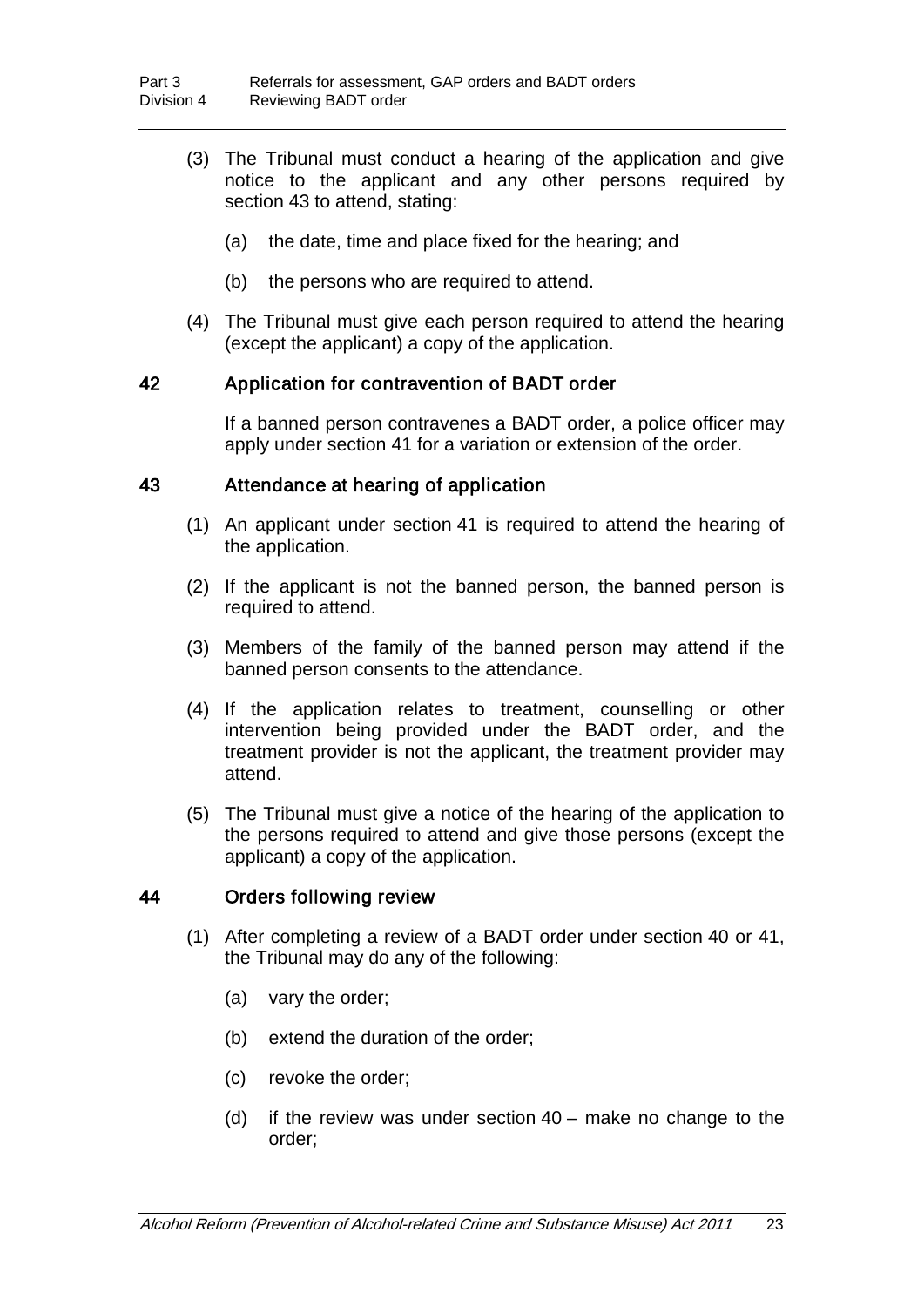(3) The Tribunal must conduct a hearing of the application and give notice to the applicant and any other persons required by section 43 to attend, stating:

(a) the date, time and place fixed for the hearing; and

(b) the persons who are required to attend.

(4) The Tribunal must give each person required to attend the hearing (except the applicant) a copy of the application.

### 42 Application for contravention of BADT order

If a banned person contravenes a BADT order, a police officer may apply under section 41 for a variation or extension of the order.

### 43 Attendance at hearing of application

(1) An applicant under section 41 is required to attend the hearing of the application.

(2) If the applicant is not the banned person, the banned person is required to attend.

(3) Members of the family of the banned person may attend if the banned person consents to the attendance.

(4) If the application relates to treatment, counselling or other intervention being provided under the BADT order, and the treatment provider is not the applicant, the treatment provider may attend.

(5) The Tribunal must give a notice of the hearing of the application to the persons required to attend and give those persons (except the applicant) a copy of the application.

### 44 Orders following review

(1) After completing a review of a BADT order under section 40 or 41, the Tribunal may do any of the following:

(a) vary the order;

(b) extend the duration of the order;

(c) revoke the order;

(d) if the review was under section 40 – make no change to the order;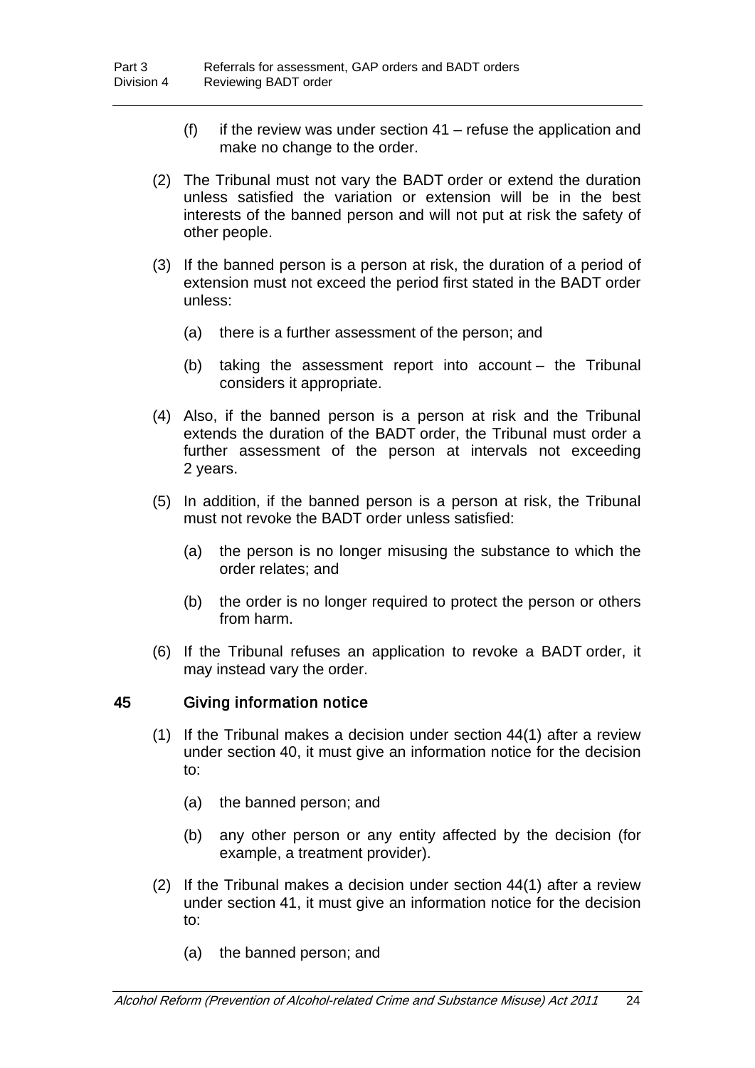(f) if the review was under section 41 – refuse the application and make no change to the order.

(2) The Tribunal must not vary the BADT order or extend the duration unless satisfied the variation or extension will be in the best interests of the banned person and will not put at risk the safety of other people.

(3) If the banned person is a person at risk, the duration of a period of extension must not exceed the period first stated in the BADT order unless:

(a) there is a further assessment of the person; and

(b) taking the assessment report into account – the Tribunal considers it appropriate.

(4) Also, if the banned person is a person at risk and the Tribunal extends the duration of the BADT order, the Tribunal must order a further assessment of the person at intervals not exceeding 2 years.

(5) In addition, if the banned person is a person at risk, the Tribunal must not revoke the BADT order unless satisfied:

(a) the person is no longer misusing the substance to which the order relates; and

(b) the order is no longer required to protect the person or others from harm.

(6) If the Tribunal refuses an application to revoke a BADT order, it may instead vary the order.

### 45 Giving information notice

(1) If the Tribunal makes a decision under section 44(1) after a review under section 40, it must give an information notice for the decision to:

(a) the banned person; and

(b) any other person or any entity affected by the decision (for example, a treatment provider).

(2) If the Tribunal makes a decision under section 44(1) after a review under section 41, it must give an information notice for the decision to:

(a) the banned person; and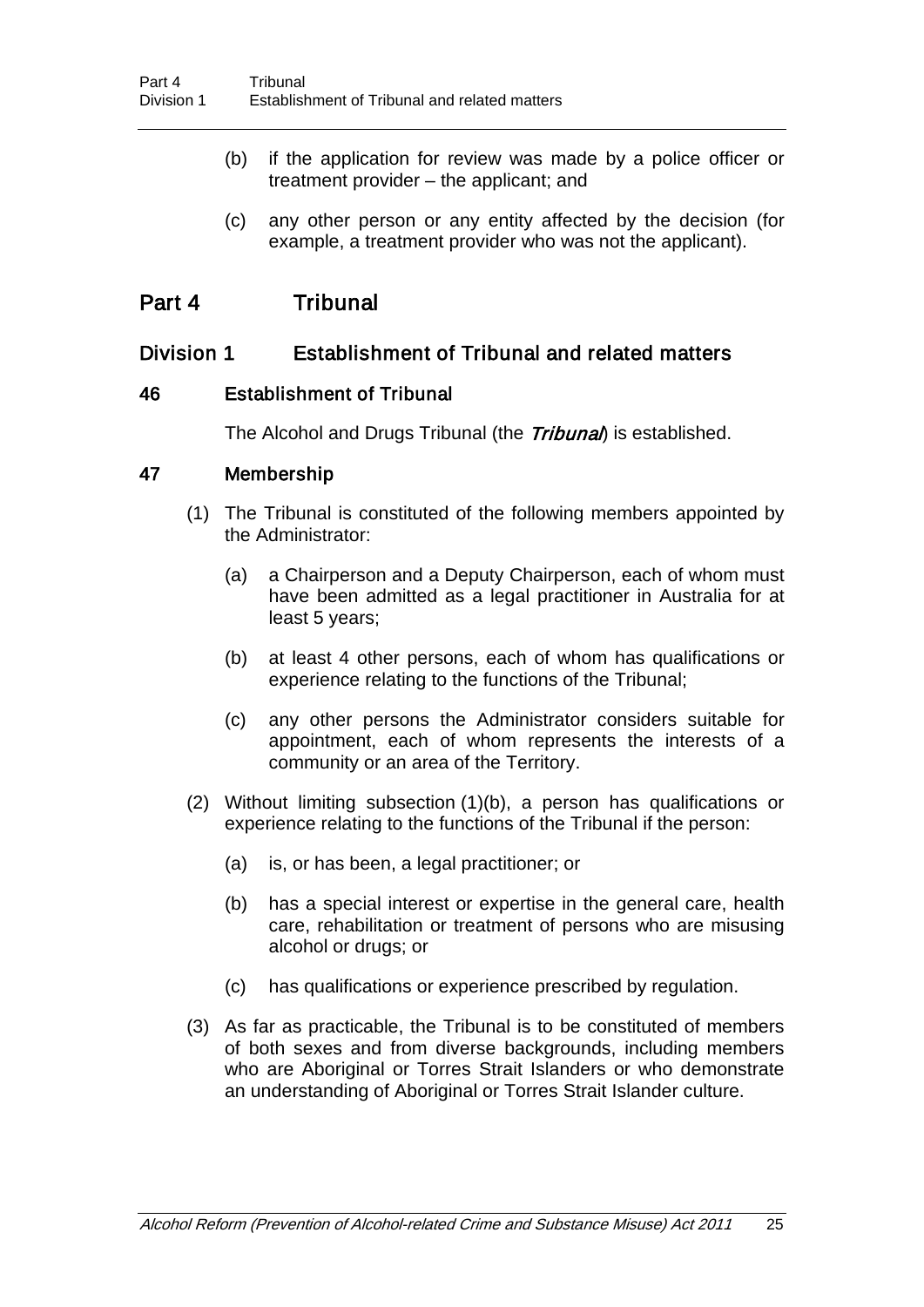(b) if the application for review was made by a police officer or treatment provider – the applicant; and

(c) any other person or any entity affected by the decision (for example, a treatment provider who was not the applicant).

# Part 4 Tribunal

## Division 1 Establishment of Tribunal and related matters

### 46 Establishment of Tribunal

The Alcohol and Drugs Tribunal (the ***Tribunal***) is established.

### 47 Membership

(1) The Tribunal is constituted of the following members appointed by the Administrator:

(a) a Chairperson and a Deputy Chairperson, each of whom must have been admitted as a legal practitioner in Australia for at least 5 years;

(b) at least 4 other persons, each of whom has qualifications or experience relating to the functions of the Tribunal;

(c) any other persons the Administrator considers suitable for appointment, each of whom represents the interests of a community or an area of the Territory.

(2) Without limiting subsection (1)(b), a person has qualifications or experience relating to the functions of the Tribunal if the person:

(a) is, or has been, a legal practitioner; or

(b) has a special interest or expertise in the general care, health care, rehabilitation or treatment of persons who are misusing alcohol or drugs; or

(c) has qualifications or experience prescribed by regulation.

(3) As far as practicable, the Tribunal is to be constituted of members of both sexes and from diverse backgrounds, including members who are Aboriginal or Torres Strait Islanders or who demonstrate an understanding of Aboriginal or Torres Strait Islander culture.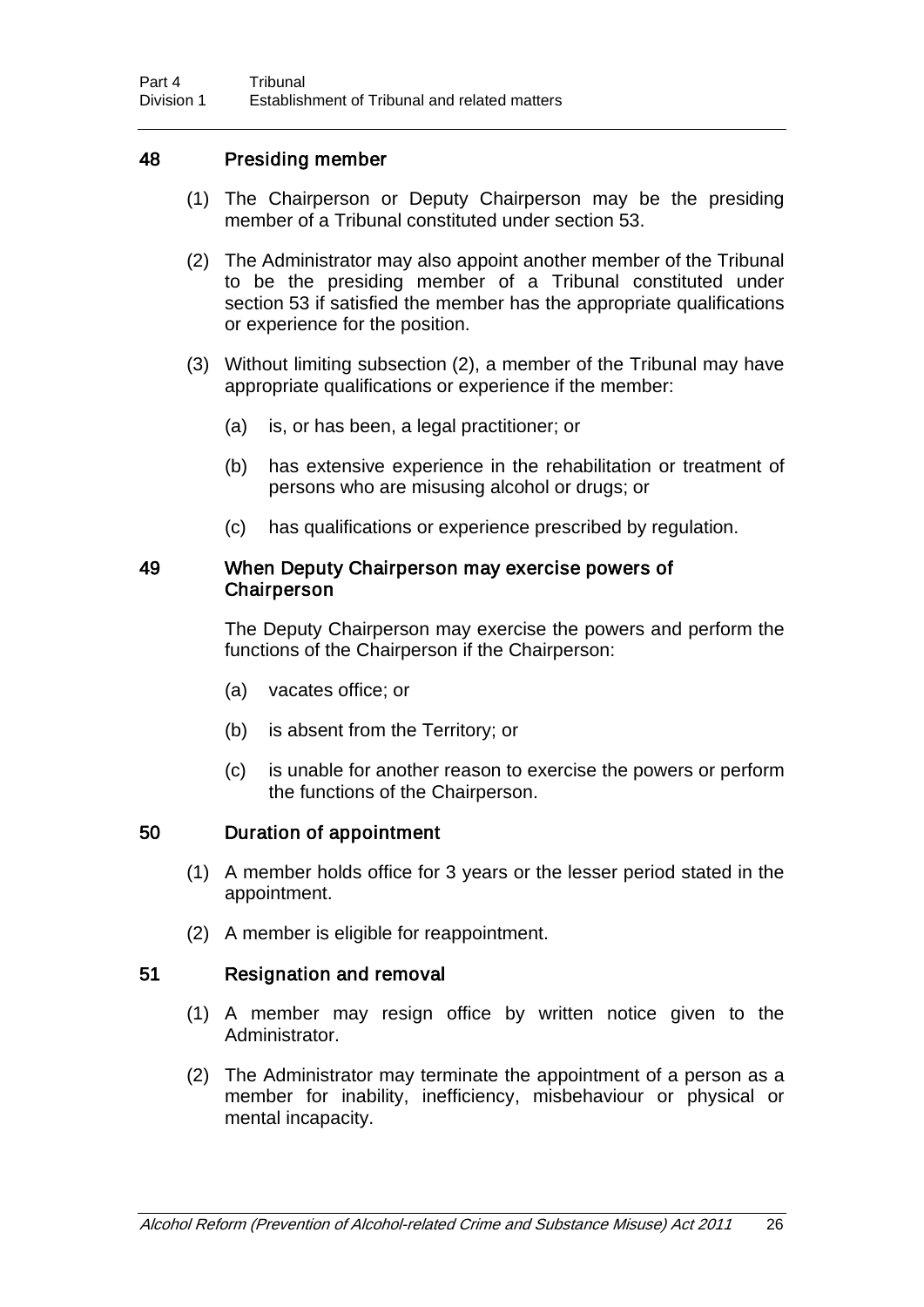### 48 Presiding member

(1) The Chairperson or Deputy Chairperson may be the presiding member of a Tribunal constituted under section 53.

(2) The Administrator may also appoint another member of the Tribunal to be the presiding member of a Tribunal constituted under section 53 if satisfied the member has the appropriate qualifications or experience for the position.

(3) Without limiting subsection (2), a member of the Tribunal may have appropriate qualifications or experience if the member:

(a) is, or has been, a legal practitioner; or

(b) has extensive experience in the rehabilitation or treatment of persons who are misusing alcohol or drugs; or

(c) has qualifications or experience prescribed by regulation.

### 49 When Deputy Chairperson may exercise powers of Chairperson

The Deputy Chairperson may exercise the powers and perform the functions of the Chairperson if the Chairperson:

(a) vacates office; or

(b) is absent from the Territory; or

(c) is unable for another reason to exercise the powers or perform the functions of the Chairperson.

### 50 Duration of appointment

(1) A member holds office for 3 years or the lesser period stated in the appointment.

(2) A member is eligible for reappointment.

### 51 Resignation and removal

(1) A member may resign office by written notice given to the Administrator.

(2) The Administrator may terminate the appointment of a person as a member for inability, inefficiency, misbehaviour or physical or mental incapacity.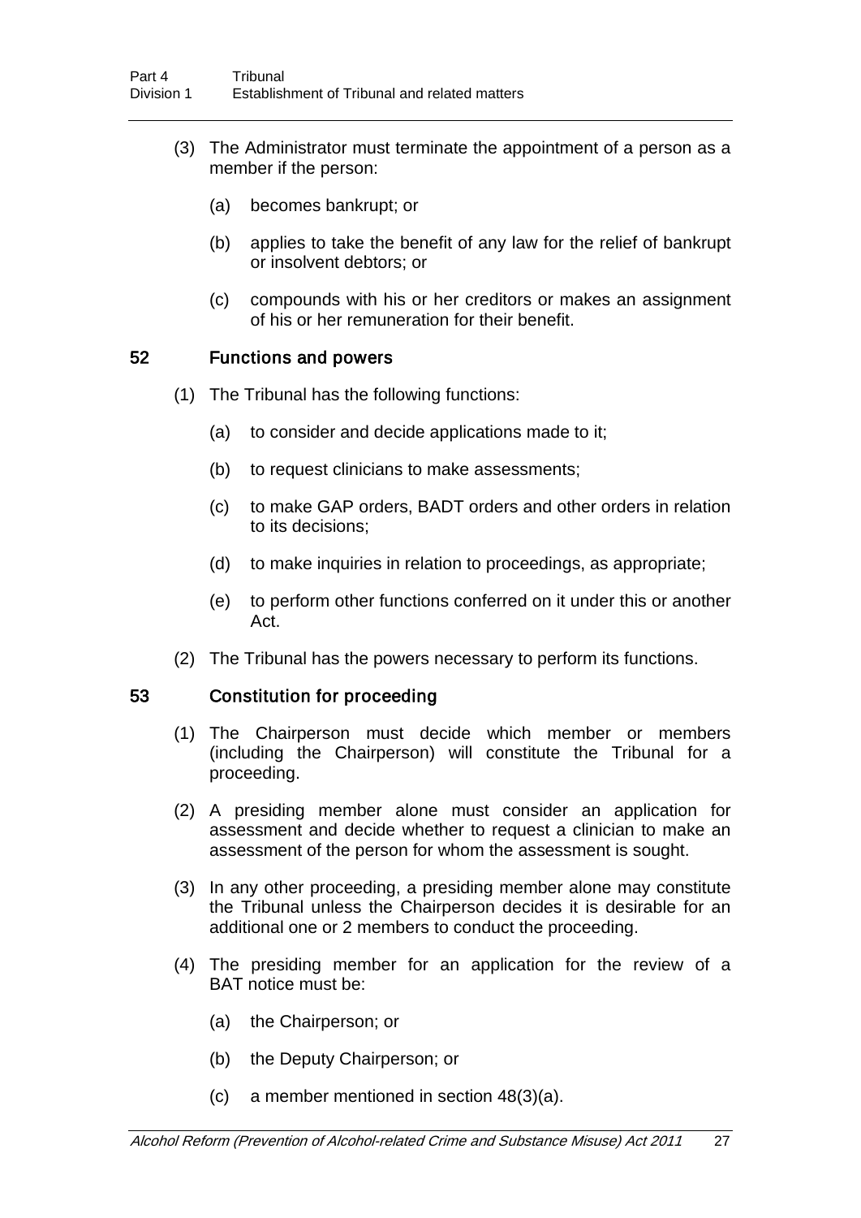(3) The Administrator must terminate the appointment of a person as a member if the person:

(a) becomes bankrupt; or

(b) applies to take the benefit of any law for the relief of bankrupt or insolvent debtors; or

(c) compounds with his or her creditors or makes an assignment of his or her remuneration for their benefit.

## 52 Functions and powers

(1) The Tribunal has the following functions:

(a) to consider and decide applications made to it;

(b) to request clinicians to make assessments;

(c) to make GAP orders, BADT orders and other orders in relation to its decisions;

(d) to make inquiries in relation to proceedings, as appropriate;

(e) to perform other functions conferred on it under this or another Act.

(2) The Tribunal has the powers necessary to perform its functions.

## 53 Constitution for proceeding

(1) The Chairperson must decide which member or members (including the Chairperson) will constitute the Tribunal for a proceeding.

(2) A presiding member alone must consider an application for assessment and decide whether to request a clinician to make an assessment of the person for whom the assessment is sought.

(3) In any other proceeding, a presiding member alone may constitute the Tribunal unless the Chairperson decides it is desirable for an additional one or 2 members to conduct the proceeding.

(4) The presiding member for an application for the review of a BAT notice must be:

(a) the Chairperson; or

(b) the Deputy Chairperson; or

(c) a member mentioned in section 48(3)(a).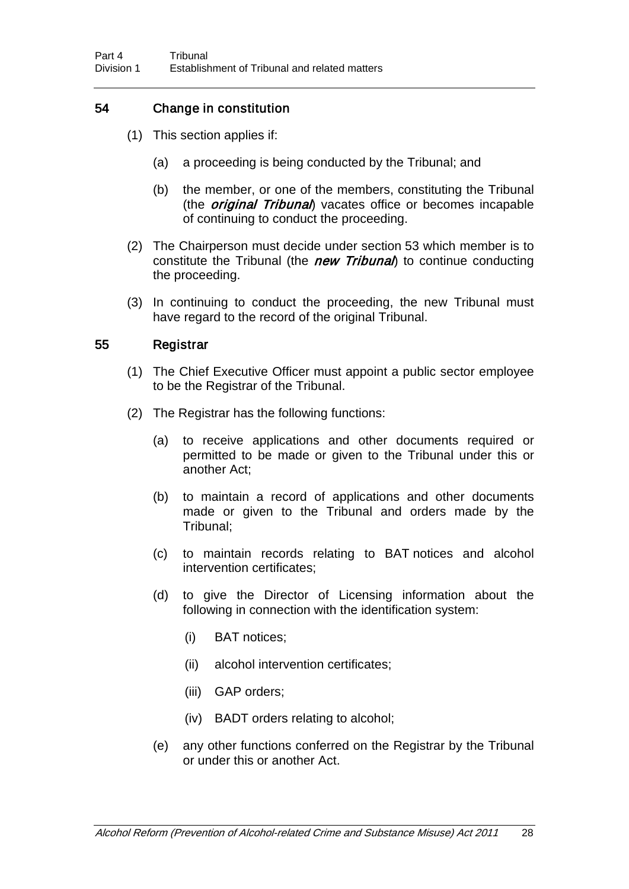## 54 Change in constitution

(1) This section applies if:

(a) a proceeding is being conducted by the Tribunal; and

(b) the member, or one of the members, constituting the Tribunal (the ***original Tribunal***) vacates office or becomes incapable of continuing to conduct the proceeding.

(2) The Chairperson must decide under section 53 which member is to constitute the Tribunal (the ***new Tribunal***) to continue conducting the proceeding.

(3) In continuing to conduct the proceeding, the new Tribunal must have regard to the record of the original Tribunal.

## 55 Registrar

(1) The Chief Executive Officer must appoint a public sector employee to be the Registrar of the Tribunal.

(2) The Registrar has the following functions:

(a) to receive applications and other documents required or permitted to be made or given to the Tribunal under this or another Act;

(b) to maintain a record of applications and other documents made or given to the Tribunal and orders made by the Tribunal;

(c) to maintain records relating to BAT notices and alcohol intervention certificates;

(d) to give the Director of Licensing information about the following in connection with the identification system:

(i) BAT notices;

(ii) alcohol intervention certificates;

(iii) GAP orders;

(iv) BADT orders relating to alcohol;

(e) any other functions conferred on the Registrar by the Tribunal or under this or another Act.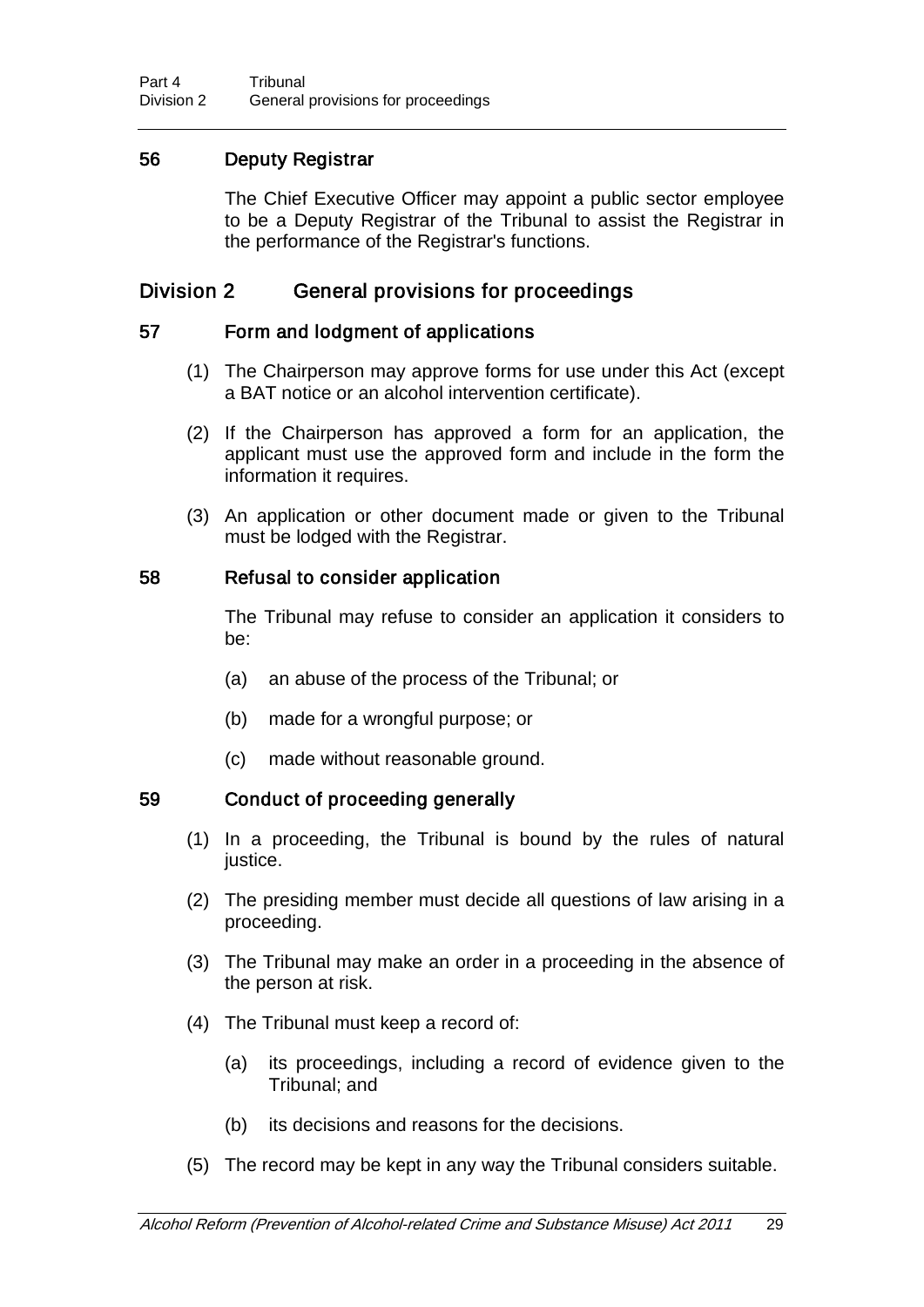### 56 Deputy Registrar

The Chief Executive Officer may appoint a public sector employee to be a Deputy Registrar of the Tribunal to assist the Registrar in the performance of the Registrar's functions.

## Division 2 General provisions for proceedings

### 57 Form and lodgment of applications

(1) The Chairperson may approve forms for use under this Act (except a BAT notice or an alcohol intervention certificate).

(2) If the Chairperson has approved a form for an application, the applicant must use the approved form and include in the form the information it requires.

(3) An application or other document made or given to the Tribunal must be lodged with the Registrar.

### 58 Refusal to consider application

The Tribunal may refuse to consider an application it considers to be:

(a) an abuse of the process of the Tribunal; or

(b) made for a wrongful purpose; or

(c) made without reasonable ground.

### 59 Conduct of proceeding generally

(1) In a proceeding, the Tribunal is bound by the rules of natural justice.

(2) The presiding member must decide all questions of law arising in a proceeding.

(3) The Tribunal may make an order in a proceeding in the absence of the person at risk.

(4) The Tribunal must keep a record of:

(a) its proceedings, including a record of evidence given to the Tribunal; and

(b) its decisions and reasons for the decisions.

(5) The record may be kept in any way the Tribunal considers suitable.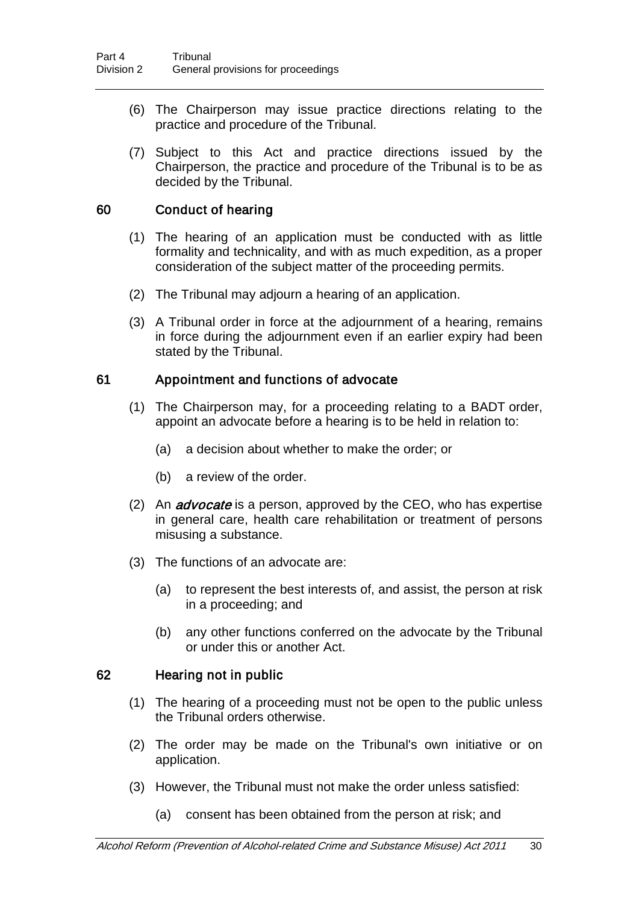(6) The Chairperson may issue practice directions relating to the practice and procedure of the Tribunal.

(7) Subject to this Act and practice directions issued by the Chairperson, the practice and procedure of the Tribunal is to be as decided by the Tribunal.

### 60 Conduct of hearing

(1) The hearing of an application must be conducted with as little formality and technicality, and with as much expedition, as a proper consideration of the subject matter of the proceeding permits.

(2) The Tribunal may adjourn a hearing of an application.

(3) A Tribunal order in force at the adjournment of a hearing, remains in force during the adjournment even if an earlier expiry had been stated by the Tribunal.

### 61 Appointment and functions of advocate

(1) The Chairperson may, for a proceeding relating to a BADT order, appoint an advocate before a hearing is to be held in relation to:

- (a) a decision about whether to make the order; or
- (b) a review of the order.

(2) An ***advocate*** is a person, approved by the CEO, who has expertise in general care, health care rehabilitation or treatment of persons misusing a substance.

(3) The functions of an advocate are:

- (a) to represent the best interests of, and assist, the person at risk in a proceeding; and
- (b) any other functions conferred on the advocate by the Tribunal or under this or another Act.

### 62 Hearing not in public

(1) The hearing of a proceeding must not be open to the public unless the Tribunal orders otherwise.

(2) The order may be made on the Tribunal's own initiative or on application.

(3) However, the Tribunal must not make the order unless satisfied:

- (a) consent has been obtained from the person at risk; and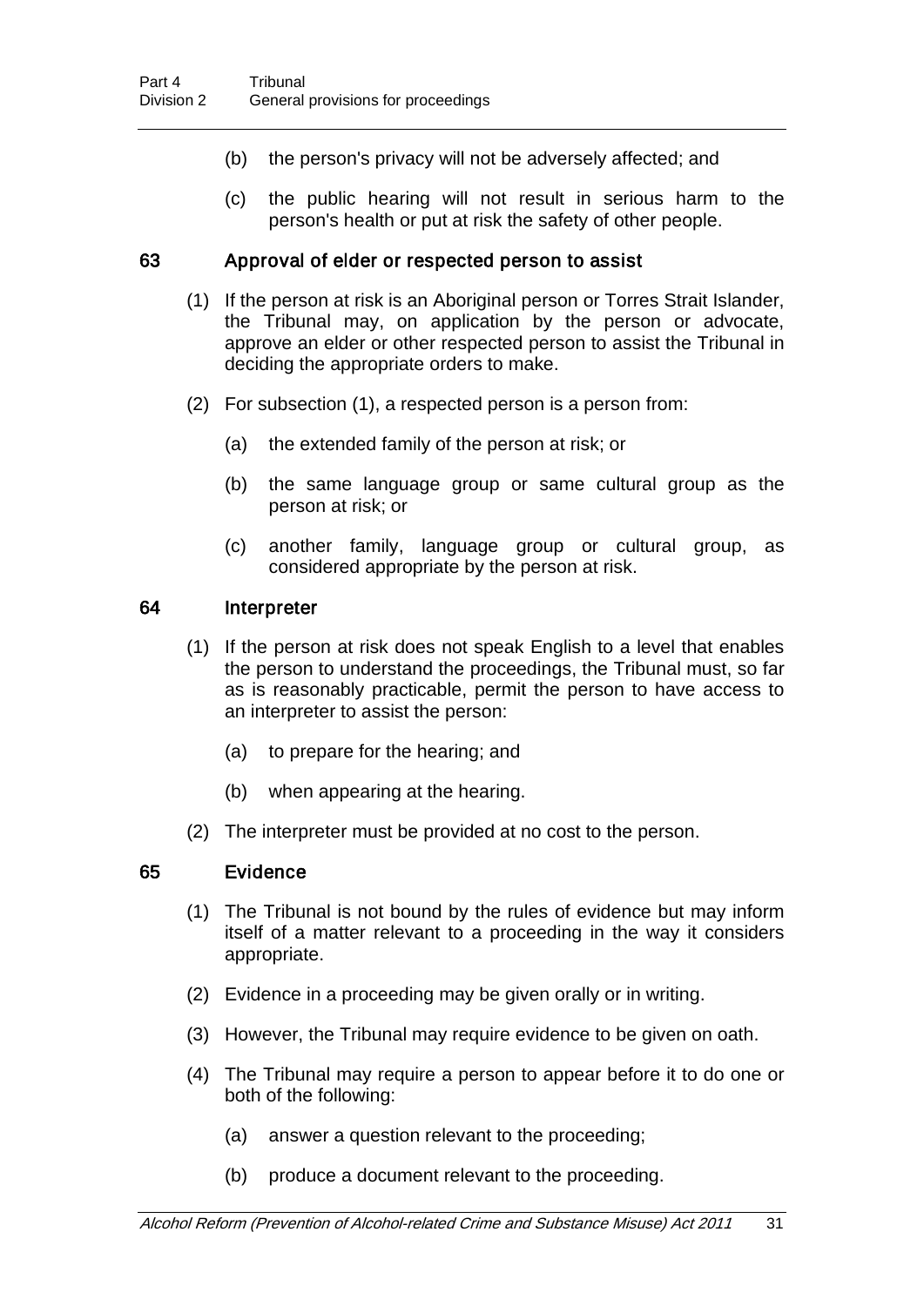(b) the person's privacy will not be adversely affected; and

(c) the public hearing will not result in serious harm to the person's health or put at risk the safety of other people.

### 63 Approval of elder or respected person to assist

(1) If the person at risk is an Aboriginal person or Torres Strait Islander, the Tribunal may, on application by the person or advocate, approve an elder or other respected person to assist the Tribunal in deciding the appropriate orders to make.

(2) For subsection (1), a respected person is a person from:

(a) the extended family of the person at risk; or

(b) the same language group or same cultural group as the person at risk; or

(c) another family, language group or cultural group, as considered appropriate by the person at risk.

### 64 Interpreter

(1) If the person at risk does not speak English to a level that enables the person to understand the proceedings, the Tribunal must, so far as is reasonably practicable, permit the person to have access to an interpreter to assist the person:

(a) to prepare for the hearing; and

(b) when appearing at the hearing.

(2) The interpreter must be provided at no cost to the person.

### 65 Evidence

(1) The Tribunal is not bound by the rules of evidence but may inform itself of a matter relevant to a proceeding in the way it considers appropriate.

(2) Evidence in a proceeding may be given orally or in writing.

(3) However, the Tribunal may require evidence to be given on oath.

(4) The Tribunal may require a person to appear before it to do one or both of the following:

(a) answer a question relevant to the proceeding;

(b) produce a document relevant to the proceeding.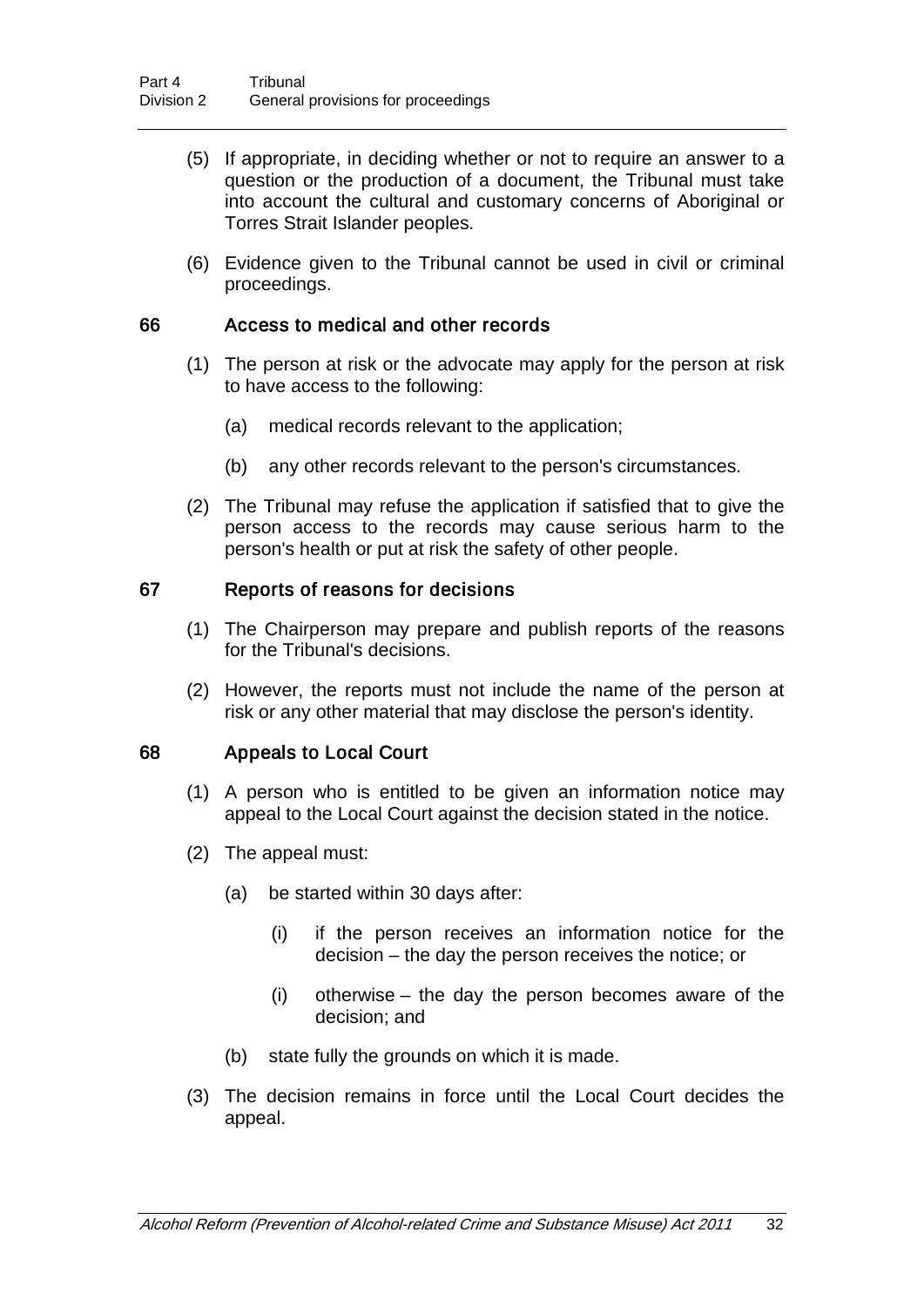(5) If appropriate, in deciding whether or not to require an answer to a question or the production of a document, the Tribunal must take into account the cultural and customary concerns of Aboriginal or Torres Strait Islander peoples.

(6) Evidence given to the Tribunal cannot be used in civil or criminal proceedings.

### 66 Access to medical and other records

(1) The person at risk or the advocate may apply for the person at risk to have access to the following:

(a) medical records relevant to the application;

(b) any other records relevant to the person's circumstances.

(2) The Tribunal may refuse the application if satisfied that to give the person access to the records may cause serious harm to the person's health or put at risk the safety of other people.

### 67 Reports of reasons for decisions

(1) The Chairperson may prepare and publish reports of the reasons for the Tribunal's decisions.

(2) However, the reports must not include the name of the person at risk or any other material that may disclose the person's identity.

### 68 Appeals to Local Court

(1) A person who is entitled to be given an information notice may appeal to the Local Court against the decision stated in the notice.

(2) The appeal must:

(a) be started within 30 days after:

(i) if the person receives an information notice for the decision – the day the person receives the notice; or

(i) otherwise – the day the person becomes aware of the decision; and

(b) state fully the grounds on which it is made.

(3) The decision remains in force until the Local Court decides the appeal.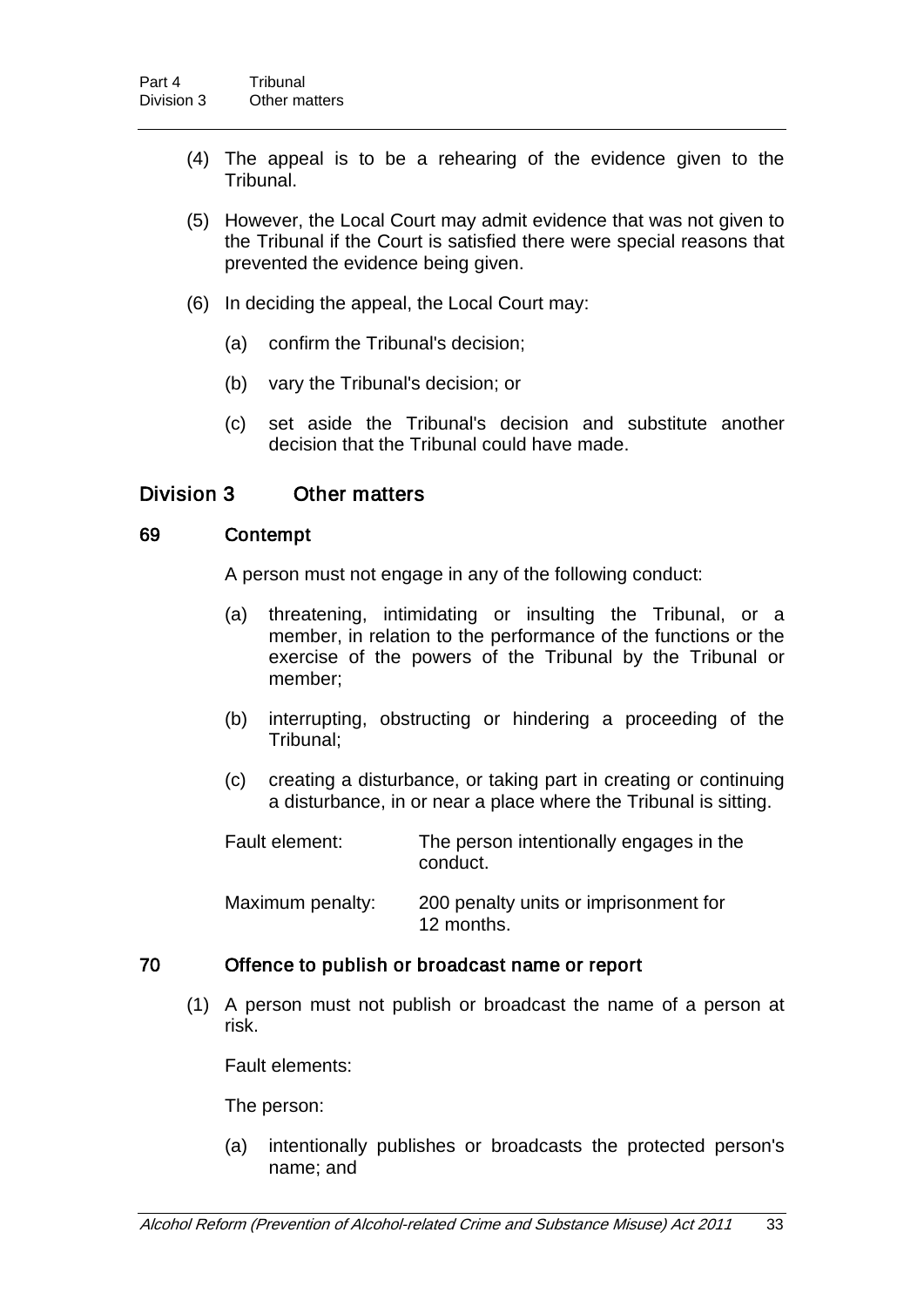(4) The appeal is to be a rehearing of the evidence given to the Tribunal.

(5) However, the Local Court may admit evidence that was not given to the Tribunal if the Court is satisfied there were special reasons that prevented the evidence being given.

(6) In deciding the appeal, the Local Court may:

(a) confirm the Tribunal's decision;

(b) vary the Tribunal's decision; or

(c) set aside the Tribunal's decision and substitute another decision that the Tribunal could have made.

## Division 3 Other matters

### 69 Contempt

A person must not engage in any of the following conduct:

(a) threatening, intimidating or insulting the Tribunal, or a member, in relation to the performance of the functions or the exercise of the powers of the Tribunal by the Tribunal or member;

(b) interrupting, obstructing or hindering a proceeding of the Tribunal;

(c) creating a disturbance, or taking part in creating or continuing a disturbance, in or near a place where the Tribunal is sitting.

Fault element: The person intentionally engages in the conduct.

Maximum penalty: 200 penalty units or imprisonment for 12 months.

### 70 Offence to publish or broadcast name or report

(1) A person must not publish or broadcast the name of a person at risk.

Fault elements:

The person:

(a) intentionally publishes or broadcasts the protected person's name; and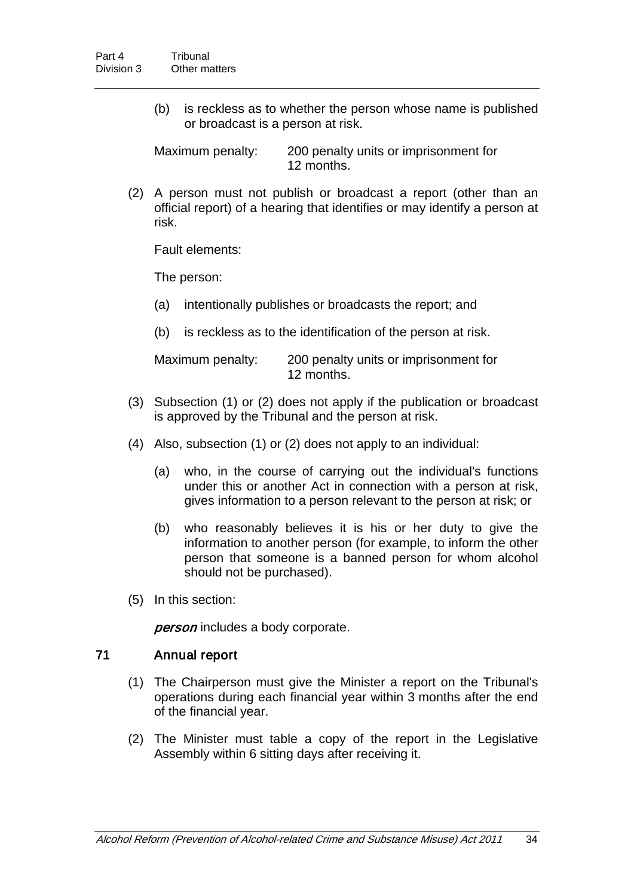(b) is reckless as to whether the person whose name is published or broadcast is a person at risk.

Maximum penalty: 200 penalty units or imprisonment for 12 months.

(2) A person must not publish or broadcast a report (other than an official report) of a hearing that identifies or may identify a person at risk.

Fault elements:

The person:

(a) intentionally publishes or broadcasts the report; and

(b) is reckless as to the identification of the person at risk.

Maximum penalty: 200 penalty units or imprisonment for 12 months.

(3) Subsection (1) or (2) does not apply if the publication or broadcast is approved by the Tribunal and the person at risk.

(4) Also, subsection (1) or (2) does not apply to an individual:

(a) who, in the course of carrying out the individual's functions under this or another Act in connection with a person at risk, gives information to a person relevant to the person at risk; or

(b) who reasonably believes it is his or her duty to give the information to another person (for example, to inform the other person that someone is a banned person for whom alcohol should not be purchased).

(5) In this section:

***person*** includes a body corporate.

### 71 Annual report

(1) The Chairperson must give the Minister a report on the Tribunal's operations during each financial year within 3 months after the end of the financial year.

(2) The Minister must table a copy of the report in the Legislative Assembly within 6 sitting days after receiving it.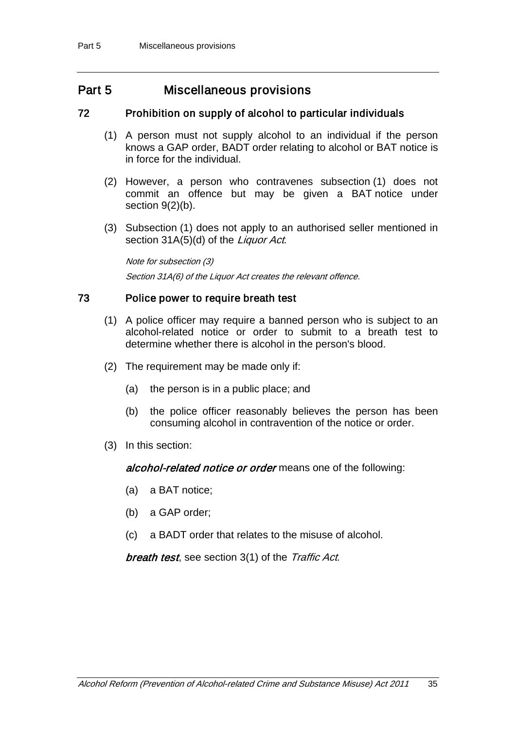## Part 5 Miscellaneous provisions

### 72 Prohibition on supply of alcohol to particular individuals

(1) A person must not supply alcohol to an individual if the person knows a GAP order, BADT order relating to alcohol or BAT notice is in force for the individual.

(2) However, a person who contravenes subsection (1) does not commit an offence but may be given a BAT notice under section 9(2)(b).

(3) Subsection (1) does not apply to an authorised seller mentioned in section 31A(5)(d) of the *Liquor Act*.

*Note for subsection (3)*

*Section 31A(6) of the Liquor Act creates the relevant offence.*

### 73 Police power to require breath test

(1) A police officer may require a banned person who is subject to an alcohol-related notice or order to submit to a breath test to determine whether there is alcohol in the person's blood.

(2) The requirement may be made only if:

(a) the person is in a public place; and

(b) the police officer reasonably believes the person has been consuming alcohol in contravention of the notice or order.

(3) In this section:

***alcohol-related notice or order*** means one of the following:

(a) a BAT notice;

(b) a GAP order;

(c) a BADT order that relates to the misuse of alcohol.

***breath test***, see section 3(1) of the *Traffic Act*.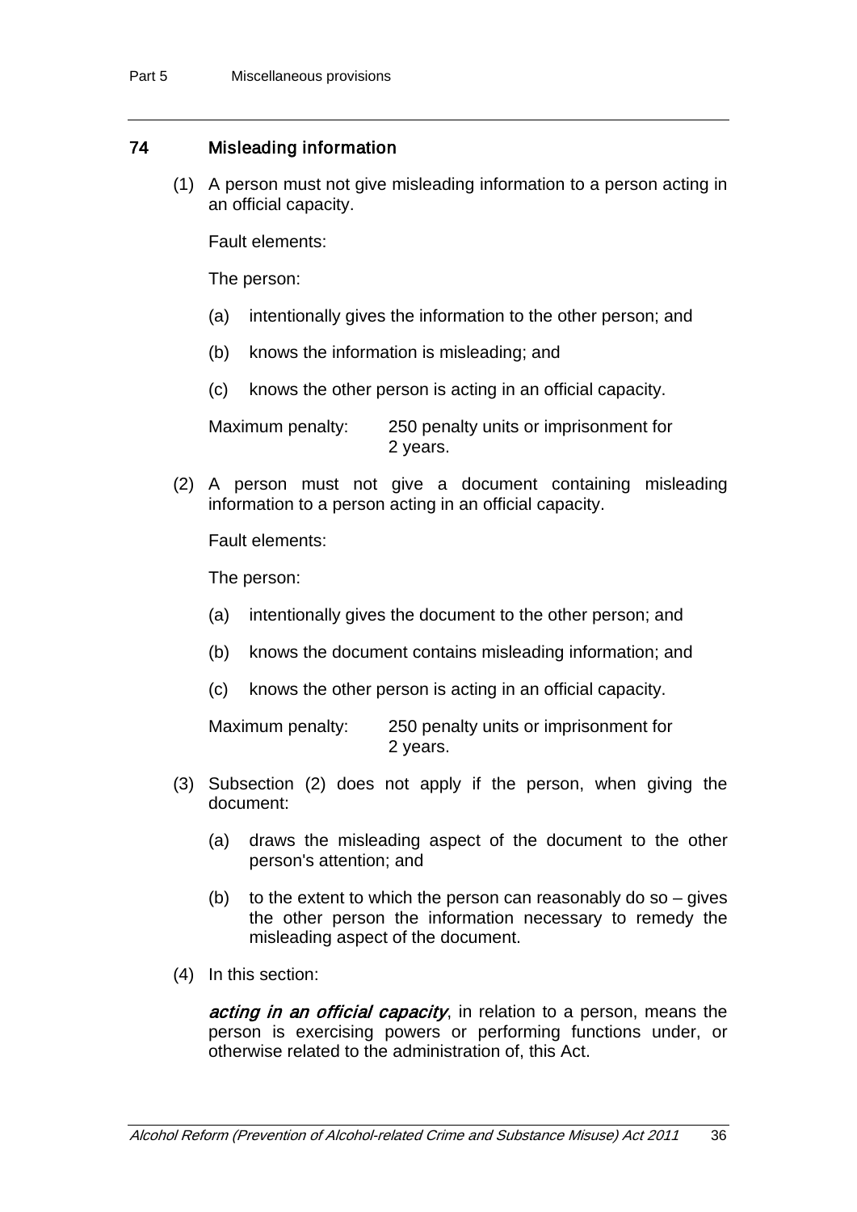## 74 Misleading information

(1) A person must not give misleading information to a person acting in an official capacity.

Fault elements:

The person:

(a) intentionally gives the information to the other person; and

(b) knows the information is misleading; and

(c) knows the other person is acting in an official capacity.

Maximum penalty: 250 penalty units or imprisonment for 2 years.

(2) A person must not give a document containing misleading information to a person acting in an official capacity.

Fault elements:

The person:

(a) intentionally gives the document to the other person; and

(b) knows the document contains misleading information; and

(c) knows the other person is acting in an official capacity.

Maximum penalty: 250 penalty units or imprisonment for 2 years.

(3) Subsection (2) does not apply if the person, when giving the document:

(a) draws the misleading aspect of the document to the other person's attention; and

(b) to the extent to which the person can reasonably do so – gives the other person the information necessary to remedy the misleading aspect of the document.

(4) In this section:

***acting in an official capacity***, in relation to a person, means the person is exercising powers or performing functions under, or otherwise related to the administration of, this Act.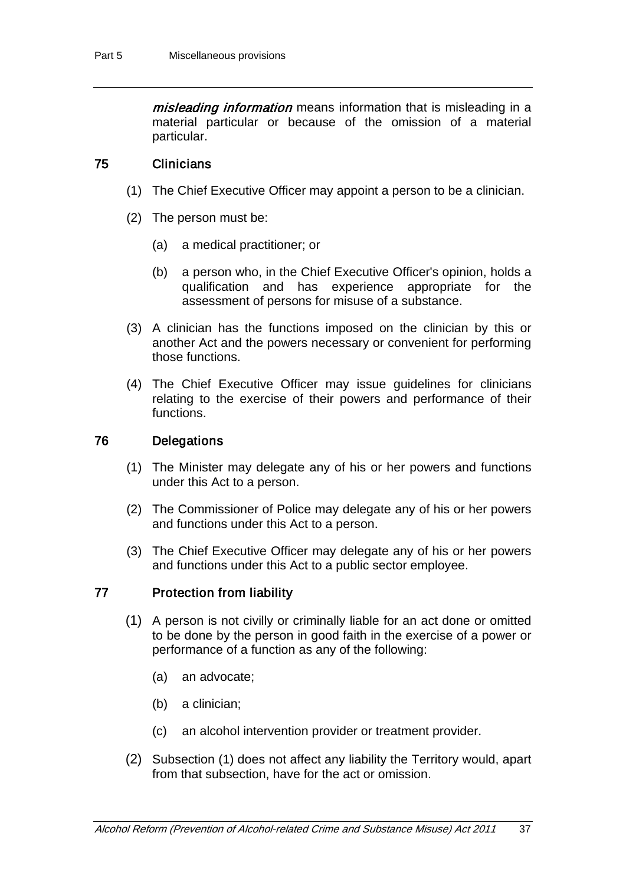***misleading information*** means information that is misleading in a material particular or because of the omission of a material particular.

### 75 Clinicians

(1) The Chief Executive Officer may appoint a person to be a clinician.

(2) The person must be:

(a) a medical practitioner; or

(b) a person who, in the Chief Executive Officer's opinion, holds a qualification and has experience appropriate for the assessment of persons for misuse of a substance.

(3) A clinician has the functions imposed on the clinician by this or another Act and the powers necessary or convenient for performing those functions.

(4) The Chief Executive Officer may issue guidelines for clinicians relating to the exercise of their powers and performance of their functions.

### 76 Delegations

(1) The Minister may delegate any of his or her powers and functions under this Act to a person.

(2) The Commissioner of Police may delegate any of his or her powers and functions under this Act to a person.

(3) The Chief Executive Officer may delegate any of his or her powers and functions under this Act to a public sector employee.

### 77 Protection from liability

(1) A person is not civilly or criminally liable for an act done or omitted to be done by the person in good faith in the exercise of a power or performance of a function as any of the following:

(a) an advocate;

(b) a clinician;

(c) an alcohol intervention provider or treatment provider.

(2) Subsection (1) does not affect any liability the Territory would, apart from that subsection, have for the act or omission.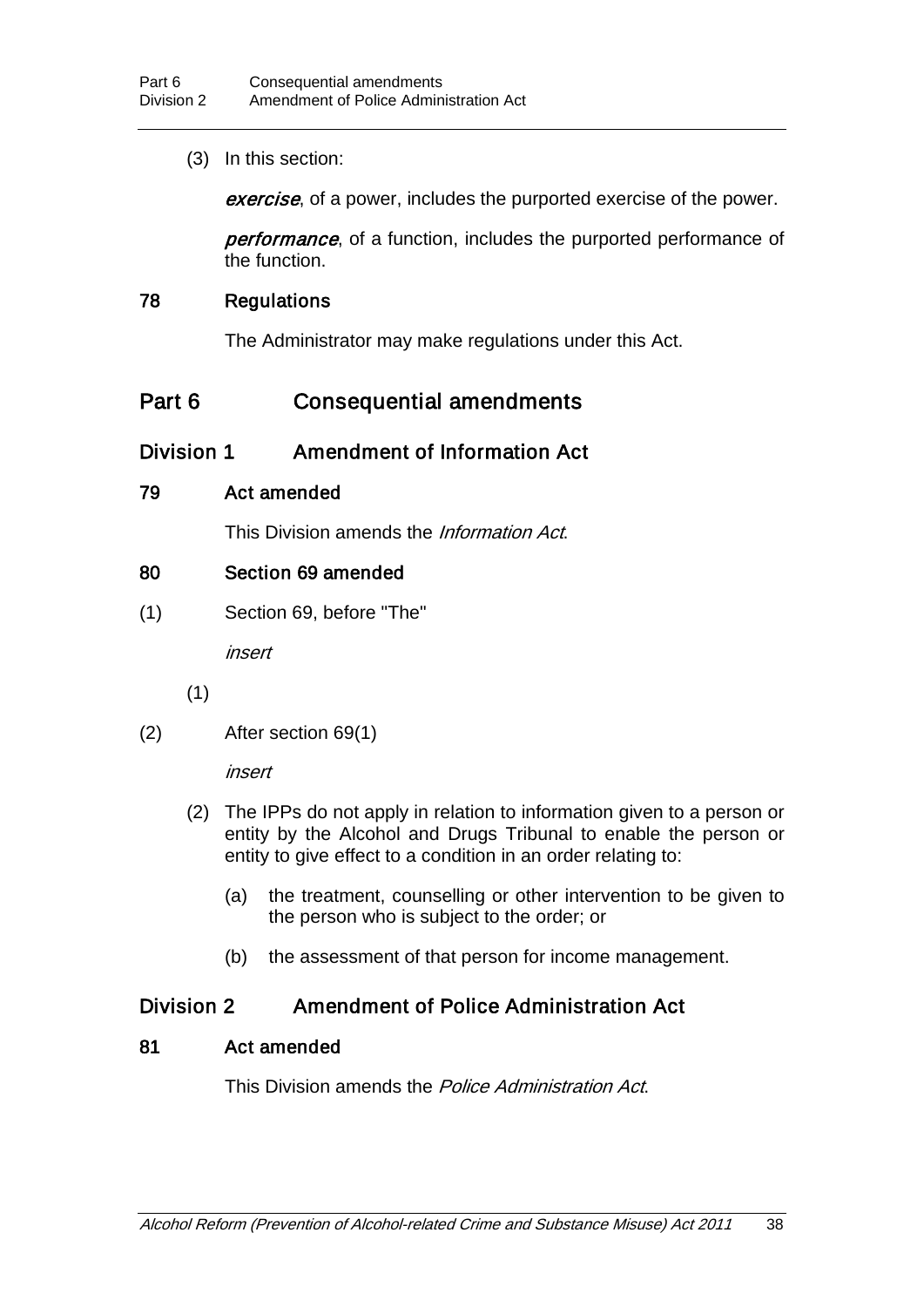(3) In this section:

*exercise*, of a power, includes the purported exercise of the power.

*performance*, of a function, includes the purported performance of the function.

### 78 Regulations

The Administrator may make regulations under this Act.

## Part 6 Consequential amendments

### Division 1 Amendment of Information Act

#### 79 Act amended

This Division amends the *Information Act*.

#### 80 Section 69 amended

(1) Section 69, before "The"

*insert*

(1)

(2) After section 69(1)

*insert*

(2) The IPPs do not apply in relation to information given to a person or entity by the Alcohol and Drugs Tribunal to enable the person or entity to give effect to a condition in an order relating to:

(a) the treatment, counselling or other intervention to be given to the person who is subject to the order; or

(b) the assessment of that person for income management.

### Division 2 Amendment of Police Administration Act

#### 81 Act amended

This Division amends the *Police Administration Act*.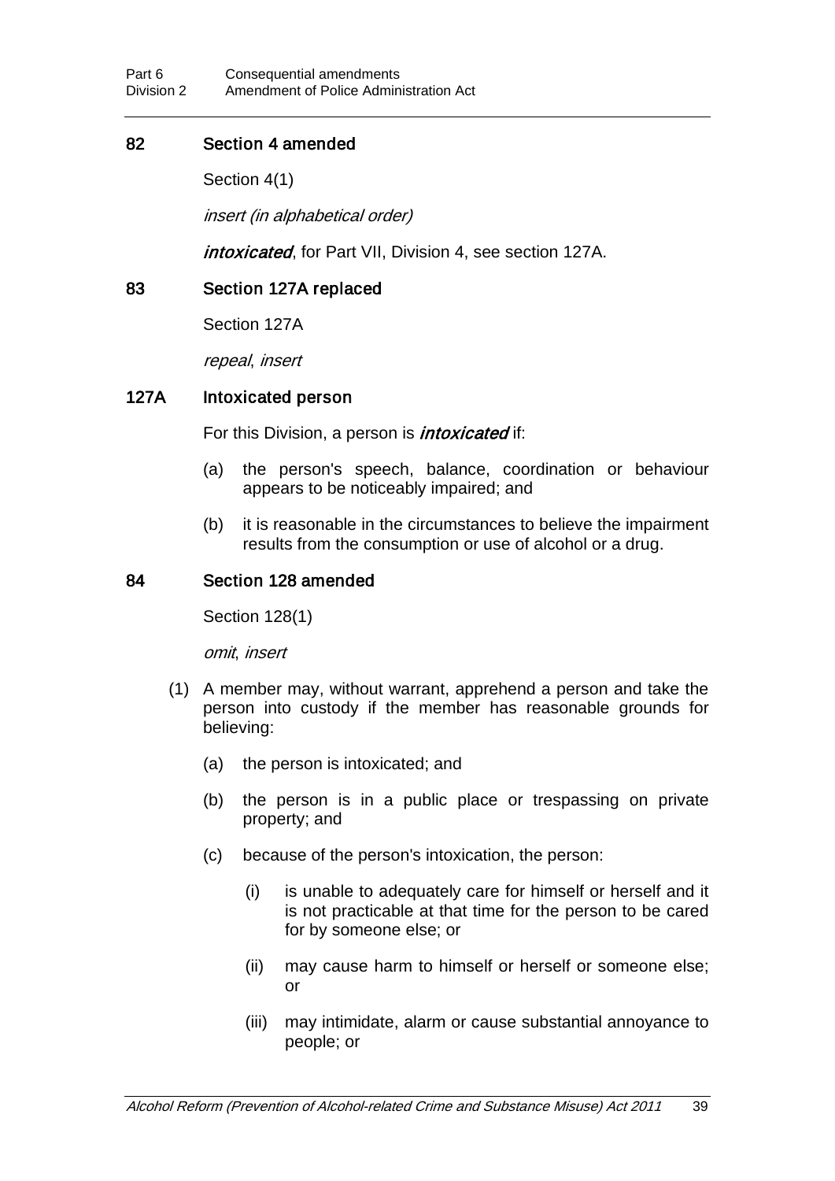### 82 Section 4 amended

Section 4(1)

*insert (in alphabetical order)*

***intoxicated***, for Part VII, Division 4, see section 127A.

### 83 Section 127A replaced

Section 127A

*repeal*, *insert*

### 127A Intoxicated person

For this Division, a person is ***intoxicated*** if:

(a) the person's speech, balance, coordination or behaviour appears to be noticeably impaired; and

(b) it is reasonable in the circumstances to believe the impairment results from the consumption or use of alcohol or a drug.

### 84 Section 128 amended

Section 128(1)

*omit*, *insert*

(1) A member may, without warrant, apprehend a person and take the person into custody if the member has reasonable grounds for believing:

(a) the person is intoxicated; and

(b) the person is in a public place or trespassing on private property; and

(c) because of the person's intoxication, the person:

(i) is unable to adequately care for himself or herself and it is not practicable at that time for the person to be cared for by someone else; or

(ii) may cause harm to himself or herself or someone else; or

(iii) may intimidate, alarm or cause substantial annoyance to people; or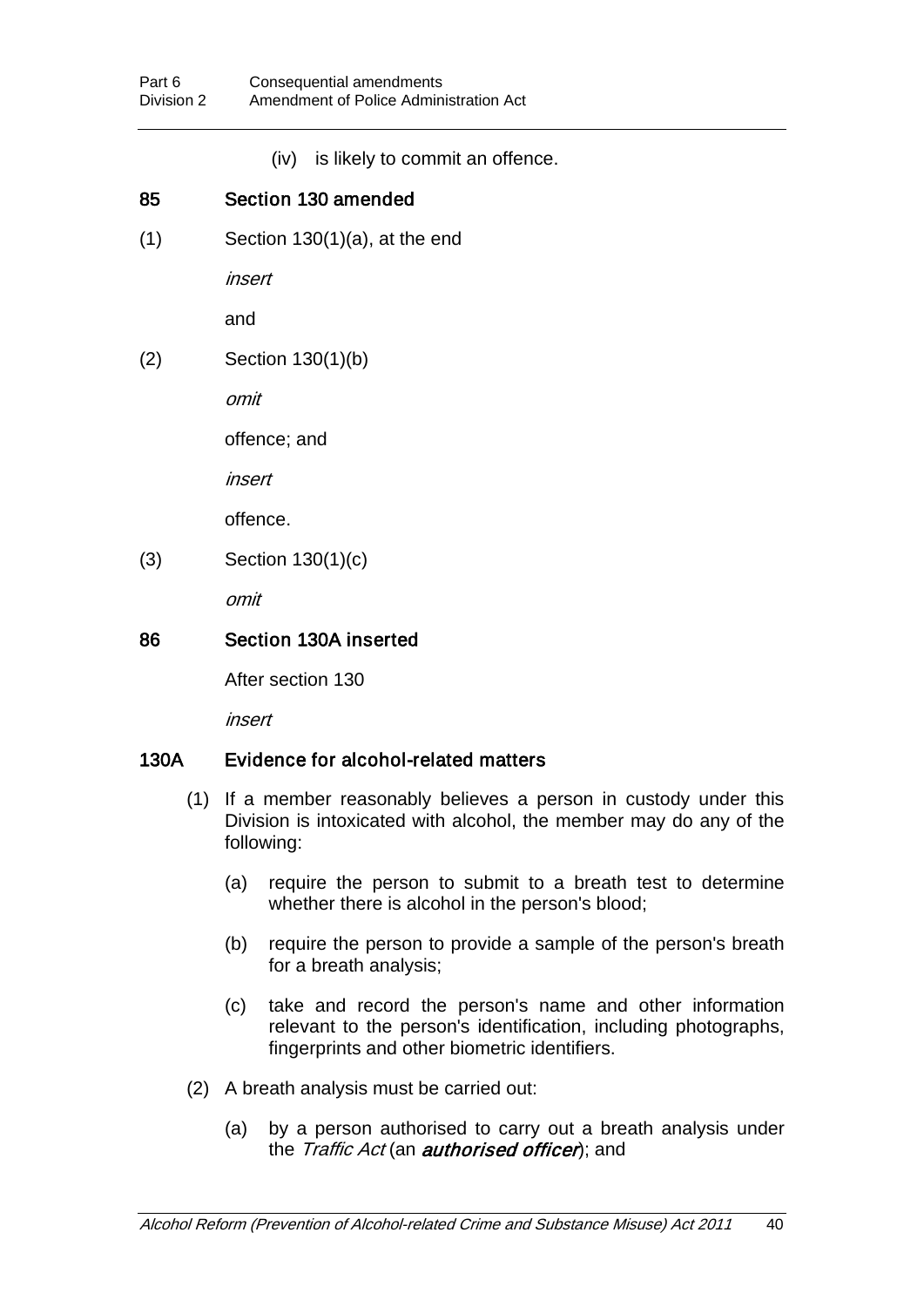(iv) is likely to commit an offence.

### 85 Section 130 amended

(1) Section 130(1)(a), at the end

*insert*

and

(2) Section 130(1)(b)

*omit*

offence; and

*insert*

offence.

(3) Section 130(1)(c)

*omit*

### 86 Section 130A inserted

After section 130

*insert*

### 130A Evidence for alcohol-related matters

(1) If a member reasonably believes a person in custody under this Division is intoxicated with alcohol, the member may do any of the following:

(a) require the person to submit to a breath test to determine whether there is alcohol in the person's blood;

(b) require the person to provide a sample of the person's breath for a breath analysis;

(c) take and record the person's name and other information relevant to the person's identification, including photographs, fingerprints and other biometric identifiers.

(2) A breath analysis must be carried out:

(a) by a person authorised to carry out a breath analysis under the *Traffic Act* (an ***authorised officer***); and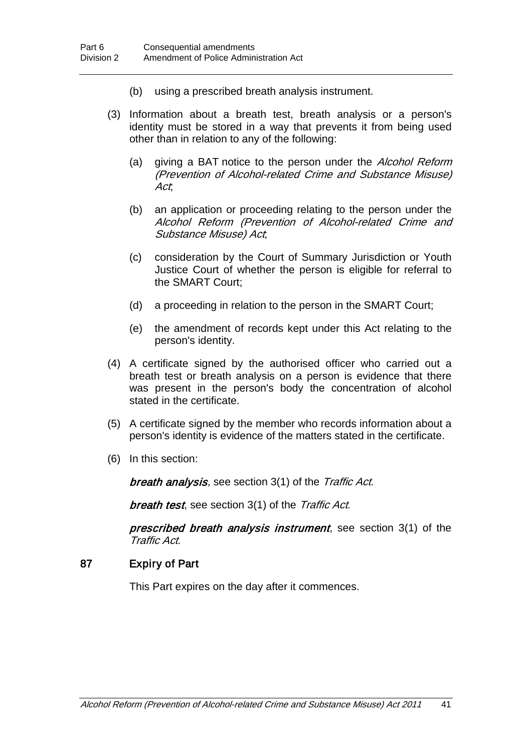(b) using a prescribed breath analysis instrument.

(3) Information about a breath test, breath analysis or a person's identity must be stored in a way that prevents it from being used other than in relation to any of the following:

(a) giving a BAT notice to the person under the *Alcohol Reform (Prevention of Alcohol-related Crime and Substance Misuse) Act*;

(b) an application or proceeding relating to the person under the *Alcohol Reform (Prevention of Alcohol-related Crime and Substance Misuse) Act*;

(c) consideration by the Court of Summary Jurisdiction or Youth Justice Court of whether the person is eligible for referral to the SMART Court;

(d) a proceeding in relation to the person in the SMART Court;

(e) the amendment of records kept under this Act relating to the person's identity.

(4) A certificate signed by the authorised officer who carried out a breath test or breath analysis on a person is evidence that there was present in the person's body the concentration of alcohol stated in the certificate.

(5) A certificate signed by the member who records information about a person's identity is evidence of the matters stated in the certificate.

(6) In this section:

***breath analysis***, see section 3(1) of the *Traffic Act*.

***breath test***, see section 3(1) of the *Traffic Act*.

***prescribed breath analysis instrument***, see section 3(1) of the *Traffic Act*.

### 87 Expiry of Part

This Part expires on the day after it commences.